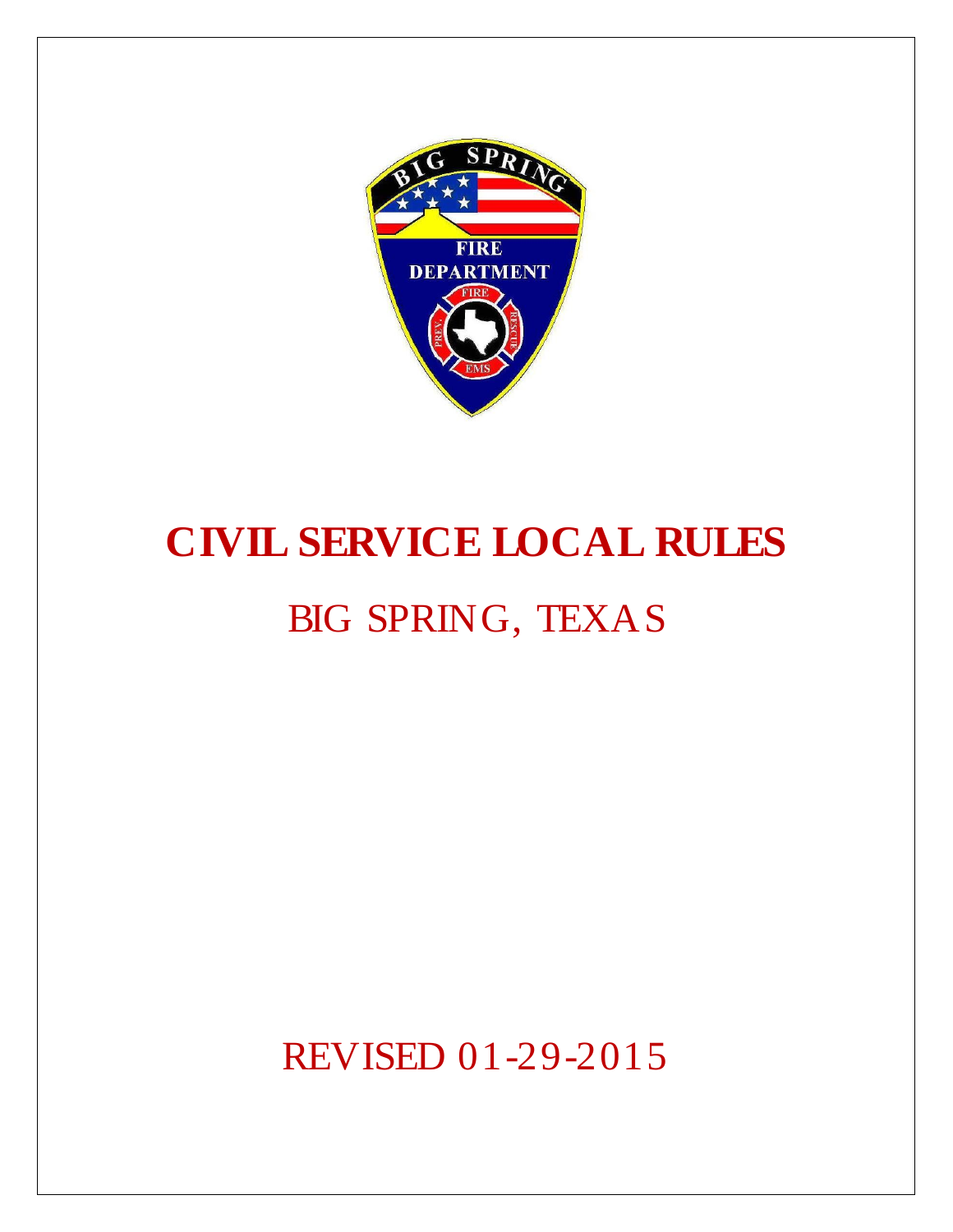# CIVIL SERVICE LOCAL RULES

## BIG SPRING, TEXAS

REVISED 01-29-2015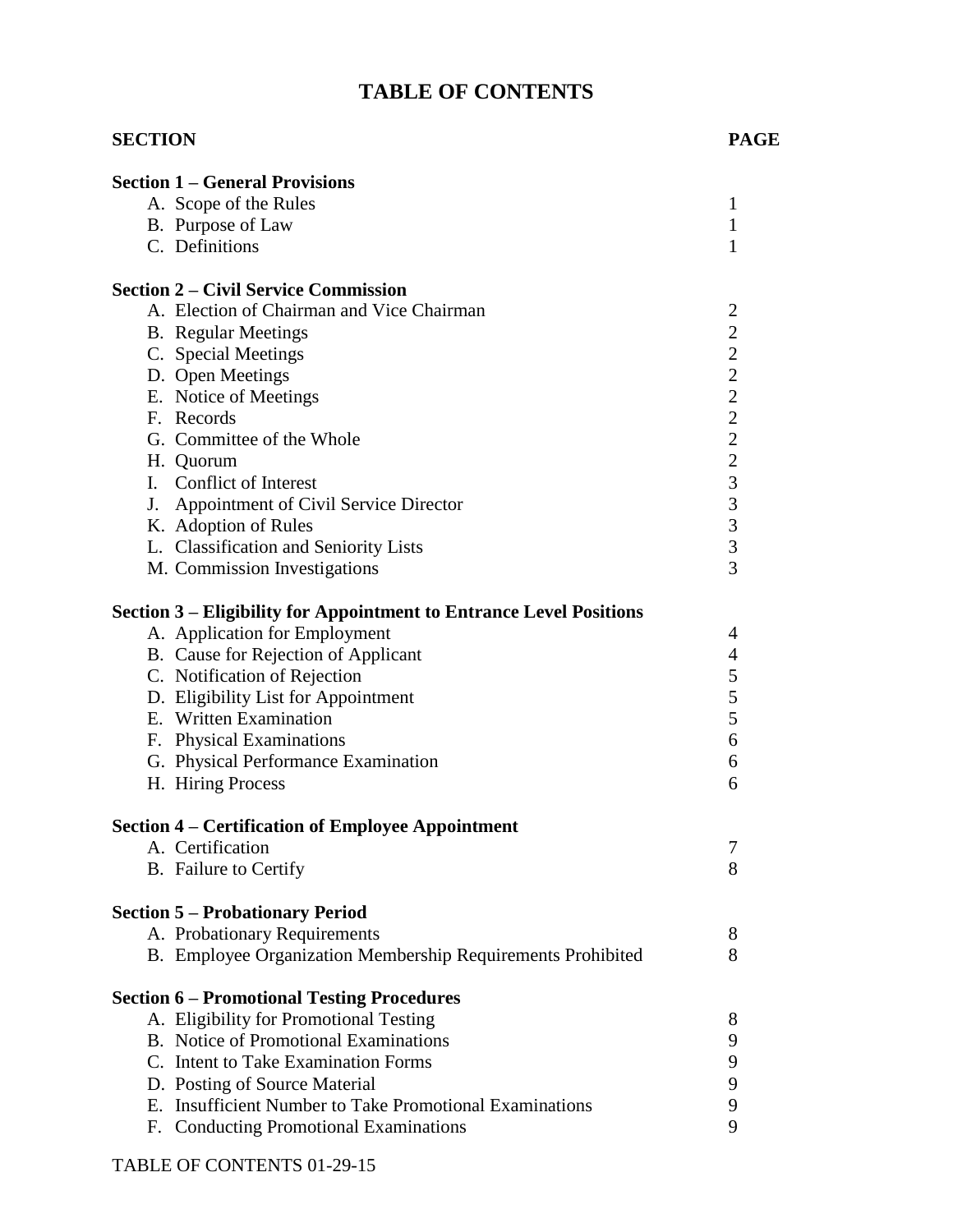# TABLE OF CONTENTS

| SECTION | PAGE |
|---|---|
| **Section 1 – General Provisions** | |
| A. Scope of the Rules | 1 |
| B. Purpose of Law | 1 |
| C. Definitions | 1 |
| **Section 2 – Civil Service Commission** | |
| A. Election of Chairman and Vice Chairman | 2 |
| B. Regular Meetings | 2 |
| C. Special Meetings | 2 |
| D. Open Meetings | 2 |
| E. Notice of Meetings | 2 |
| F. Records | 2 |
| G. Committee of the Whole | 2 |
| H. Quorum | 2 |
| I. Conflict of Interest | 3 |
| J. Appointment of Civil Service Director | 3 |
| K. Adoption of Rules | 3 |
| L. Classification and Seniority Lists | 3 |
| M. Commission Investigations | 3 |
| **Section 3 – Eligibility for Appointment to Entrance Level Positions** | |
| A. Application for Employment | 4 |
| B. Cause for Rejection of Applicant | 4 |
| C. Notification of Rejection | 5 |
| D. Eligibility List for Appointment | 5 |
| E. Written Examination | 5 |
| F. Physical Examinations | 6 |
| G. Physical Performance Examination | 6 |
| H. Hiring Process | 6 |
| **Section 4 – Certification of Employee Appointment** | |
| A. Certification | 7 |
| B. Failure to Certify | 8 |
| **Section 5 – Probationary Period** | |
| A. Probationary Requirements | 8 |
| B. Employee Organization Membership Requirements Prohibited | 8 |
| **Section 6 – Promotional Testing Procedures** | |
| A. Eligibility for Promotional Testing | 8 |
| B. Notice of Promotional Examinations | 9 |
| C. Intent to Take Examination Forms | 9 |
| D. Posting of Source Material | 9 |
| E. Insufficient Number to Take Promotional Examinations | 9 |
| F. Conducting Promotional Examinations | 9 |

TABLE OF CONTENTS 01-29-15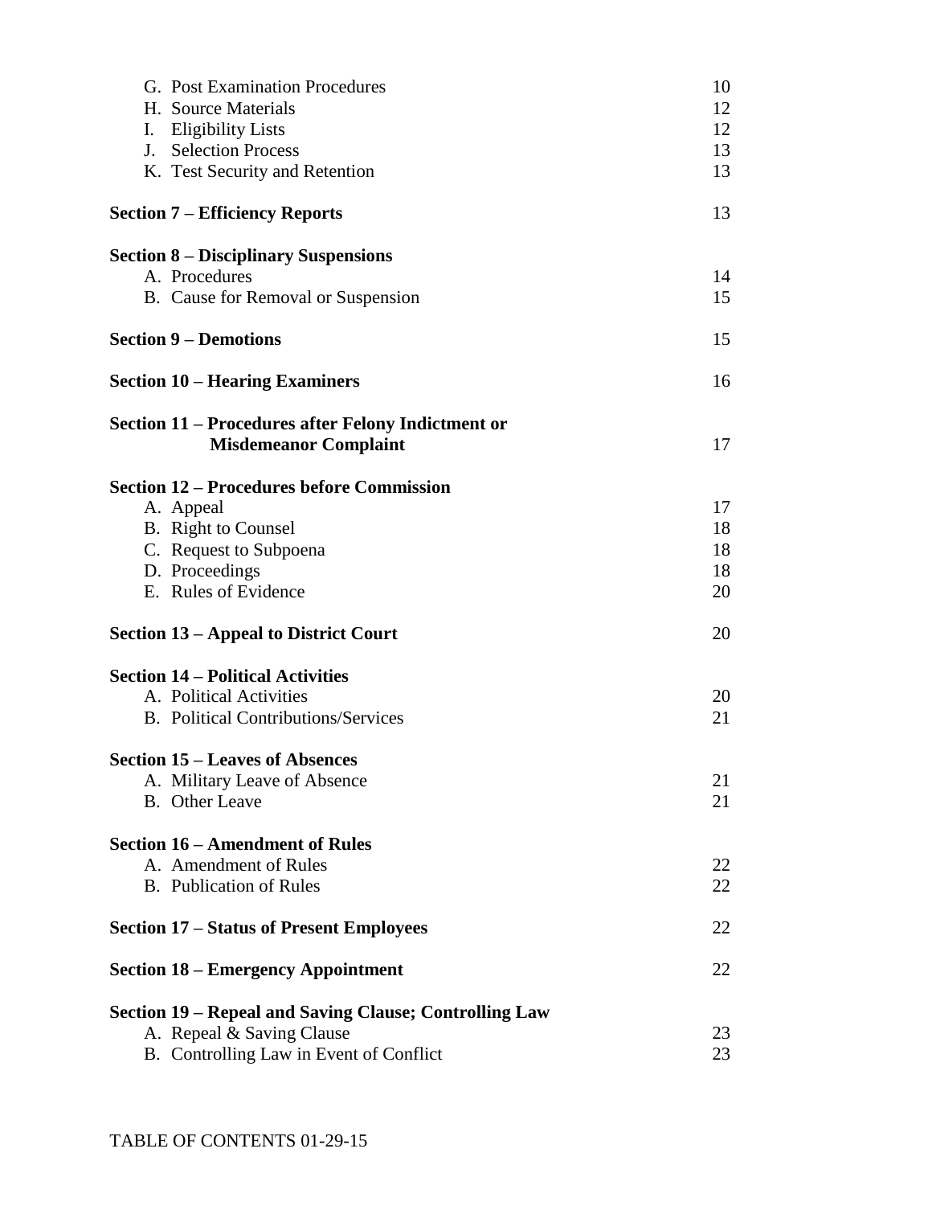| | |
|---|---|
| G. Post Examination Procedures | 10 |
| H. Source Materials | 12 |
| I. Eligibility Lists | 12 |
| J. Selection Process | 13 |
| K. Test Security and Retention | 13 |
| **Section 7 – Efficiency Reports** | 13 |
| **Section 8 – Disciplinary Suspensions** | |
| A. Procedures | 14 |
| B. Cause for Removal or Suspension | 15 |
| **Section 9 – Demotions** | 15 |
| **Section 10 – Hearing Examiners** | 16 |
| **Section 11 – Procedures after Felony Indictment or Misdemeanor Complaint** | 17 |
| **Section 12 – Procedures before Commission** | |
| A. Appeal | 17 |
| B. Right to Counsel | 18 |
| C. Request to Subpoena | 18 |
| D. Proceedings | 18 |
| E. Rules of Evidence | 20 |
| **Section 13 – Appeal to District Court** | 20 |
| **Section 14 – Political Activities** | |
| A. Political Activities | 20 |
| B. Political Contributions/Services | 21 |
| **Section 15 – Leaves of Absences** | |
| A. Military Leave of Absence | 21 |
| B. Other Leave | 21 |
| **Section 16 – Amendment of Rules** | |
| A. Amendment of Rules | 22 |
| B. Publication of Rules | 22 |
| **Section 17 – Status of Present Employees** | 22 |
| **Section 18 – Emergency Appointment** | 22 |
| **Section 19 – Repeal and Saving Clause; Controlling Law** | |
| A. Repeal & Saving Clause | 23 |
| B. Controlling Law in Event of Conflict | 23 |

TABLE OF CONTENTS 01-29-15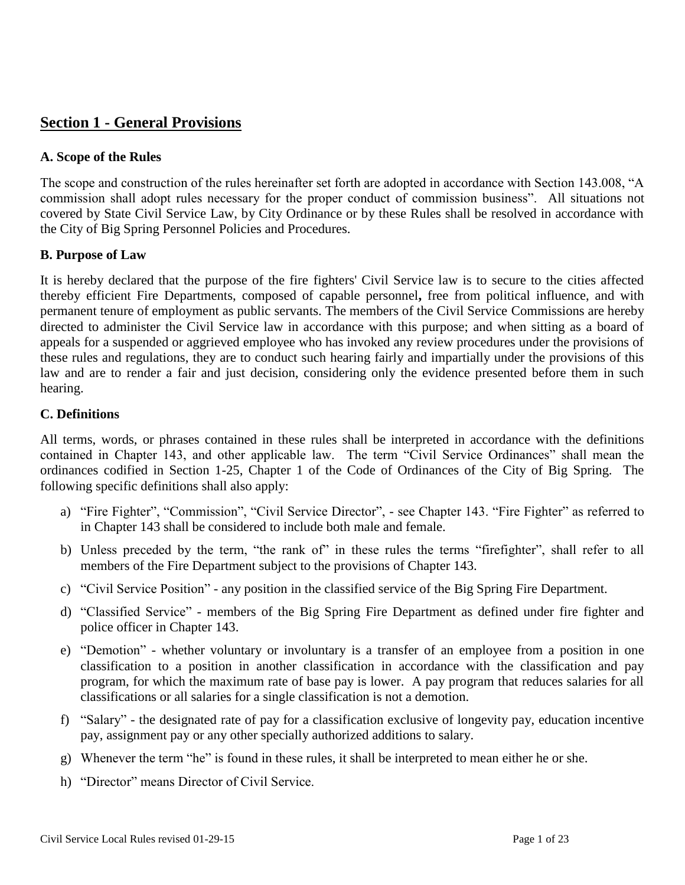## Section 1 - General Provisions

### A. Scope of the Rules

The scope and construction of the rules hereinafter set forth are adopted in accordance with Section 143.008, "A commission shall adopt rules necessary for the proper conduct of commission business". All situations not covered by State Civil Service Law, by City Ordinance or by these Rules shall be resolved in accordance with the City of Big Spring Personnel Policies and Procedures.

### B. Purpose of Law

It is hereby declared that the purpose of the fire fighters' Civil Service law is to secure to the cities affected thereby efficient Fire Departments, composed of capable personnel**,** free from political influence, and with permanent tenure of employment as public servants. The members of the Civil Service Commissions are hereby directed to administer the Civil Service law in accordance with this purpose; and when sitting as a board of appeals for a suspended or aggrieved employee who has invoked any review procedures under the provisions of these rules and regulations, they are to conduct such hearing fairly and impartially under the provisions of this law and are to render a fair and just decision, considering only the evidence presented before them in such hearing.

### C. Definitions

All terms, words, or phrases contained in these rules shall be interpreted in accordance with the definitions contained in Chapter 143, and other applicable law. The term "Civil Service Ordinances" shall mean the ordinances codified in Section 1-25, Chapter 1 of the Code of Ordinances of the City of Big Spring. The following specific definitions shall also apply:

a) "Fire Fighter", "Commission", "Civil Service Director", - see Chapter 143. "Fire Fighter" as referred to in Chapter 143 shall be considered to include both male and female.

b) Unless preceded by the term, "the rank of" in these rules the terms "firefighter", shall refer to all members of the Fire Department subject to the provisions of Chapter 143.

c) "Civil Service Position" - any position in the classified service of the Big Spring Fire Department.

d) "Classified Service" - members of the Big Spring Fire Department as defined under fire fighter and police officer in Chapter 143.

e) "Demotion" - whether voluntary or involuntary is a transfer of an employee from a position in one classification to a position in another classification in accordance with the classification and pay program, for which the maximum rate of base pay is lower. A pay program that reduces salaries for all classifications or all salaries for a single classification is not a demotion.

f) "Salary" - the designated rate of pay for a classification exclusive of longevity pay, education incentive pay, assignment pay or any other specially authorized additions to salary.

g) Whenever the term "he" is found in these rules, it shall be interpreted to mean either he or she.

h) "Director" means Director of Civil Service.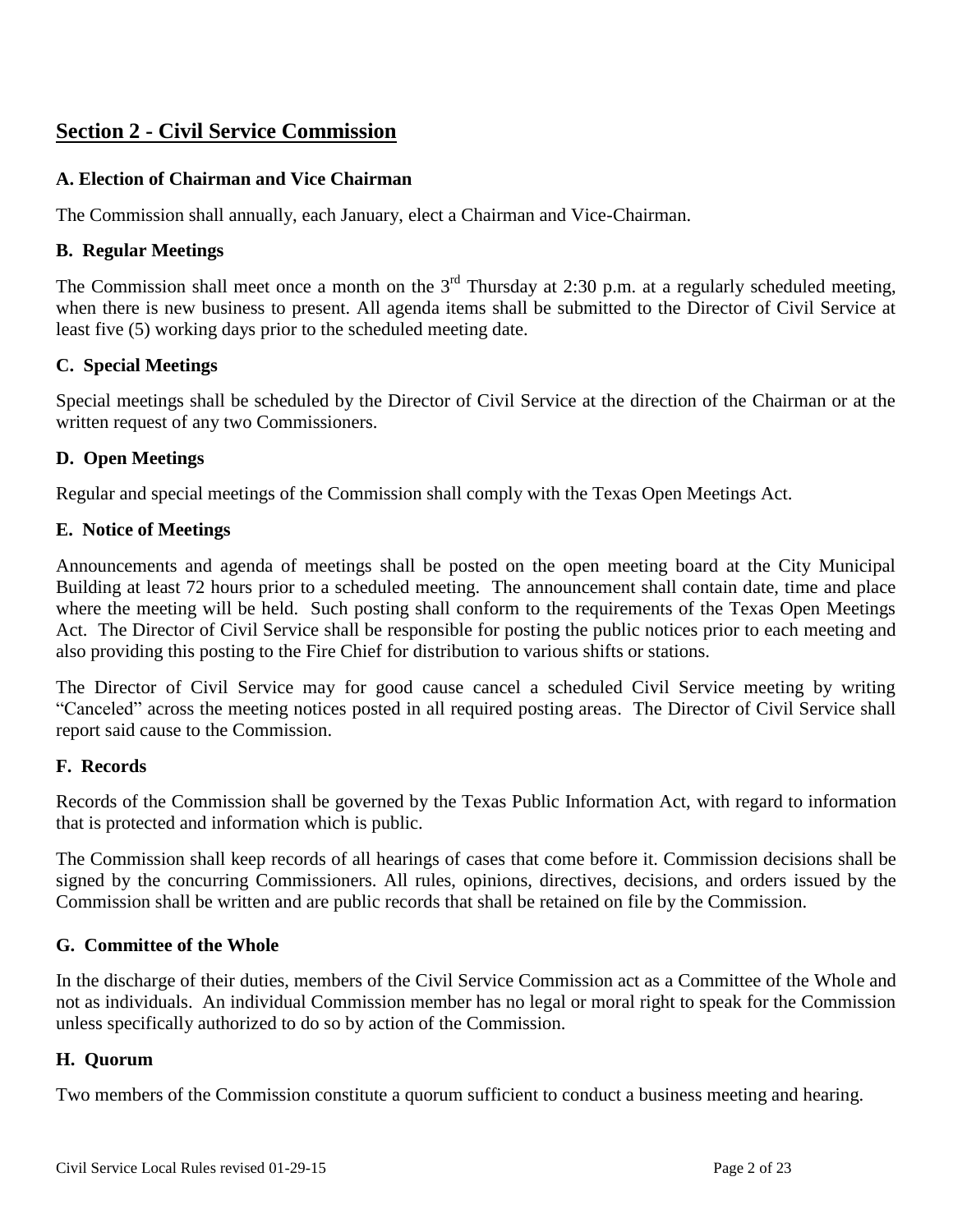## Section 2 - Civil Service Commission

### A. Election of Chairman and Vice Chairman

The Commission shall annually, each January, elect a Chairman and Vice-Chairman.

### B. Regular Meetings

The Commission shall meet once a month on the 3rd Thursday at 2:30 p.m. at a regularly scheduled meeting, when there is new business to present. All agenda items shall be submitted to the Director of Civil Service at least five (5) working days prior to the scheduled meeting date.

### C. Special Meetings

Special meetings shall be scheduled by the Director of Civil Service at the direction of the Chairman or at the written request of any two Commissioners.

### D. Open Meetings

Regular and special meetings of the Commission shall comply with the Texas Open Meetings Act.

### E. Notice of Meetings

Announcements and agenda of meetings shall be posted on the open meeting board at the City Municipal Building at least 72 hours prior to a scheduled meeting. The announcement shall contain date, time and place where the meeting will be held. Such posting shall conform to the requirements of the Texas Open Meetings Act. The Director of Civil Service shall be responsible for posting the public notices prior to each meeting and also providing this posting to the Fire Chief for distribution to various shifts or stations.

The Director of Civil Service may for good cause cancel a scheduled Civil Service meeting by writing "Canceled" across the meeting notices posted in all required posting areas. The Director of Civil Service shall report said cause to the Commission.

### F. Records

Records of the Commission shall be governed by the Texas Public Information Act, with regard to information that is protected and information which is public.

The Commission shall keep records of all hearings of cases that come before it. Commission decisions shall be signed by the concurring Commissioners. All rules, opinions, directives, decisions, and orders issued by the Commission shall be written and are public records that shall be retained on file by the Commission.

### G. Committee of the Whole

In the discharge of their duties, members of the Civil Service Commission act as a Committee of the Whole and not as individuals. An individual Commission member has no legal or moral right to speak for the Commission unless specifically authorized to do so by action of the Commission.

### H. Quorum

Two members of the Commission constitute a quorum sufficient to conduct a business meeting and hearing.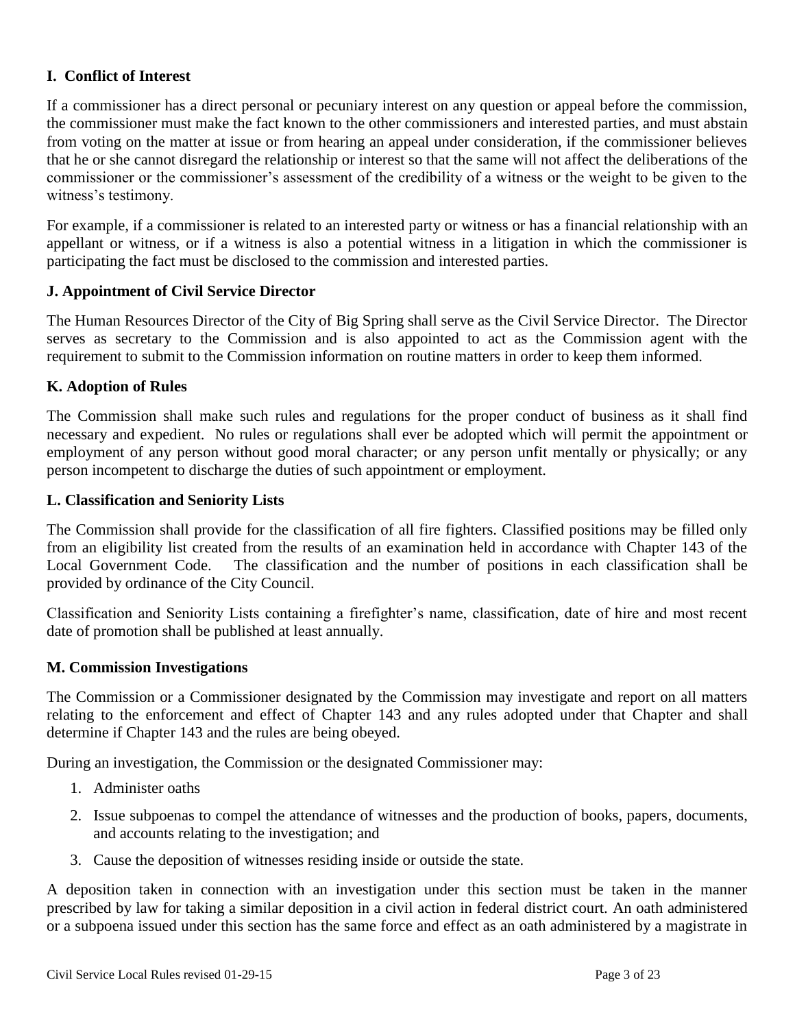### I. Conflict of Interest

If a commissioner has a direct personal or pecuniary interest on any question or appeal before the commission, the commissioner must make the fact known to the other commissioners and interested parties, and must abstain from voting on the matter at issue or from hearing an appeal under consideration, if the commissioner believes that he or she cannot disregard the relationship or interest so that the same will not affect the deliberations of the commissioner or the commissioner's assessment of the credibility of a witness or the weight to be given to the witness's testimony.

For example, if a commissioner is related to an interested party or witness or has a financial relationship with an appellant or witness, or if a witness is also a potential witness in a litigation in which the commissioner is participating the fact must be disclosed to the commission and interested parties.

### J. Appointment of Civil Service Director

The Human Resources Director of the City of Big Spring shall serve as the Civil Service Director. The Director serves as secretary to the Commission and is also appointed to act as the Commission agent with the requirement to submit to the Commission information on routine matters in order to keep them informed.

### K. Adoption of Rules

The Commission shall make such rules and regulations for the proper conduct of business as it shall find necessary and expedient. No rules or regulations shall ever be adopted which will permit the appointment or employment of any person without good moral character; or any person unfit mentally or physically; or any person incompetent to discharge the duties of such appointment or employment.

### L. Classification and Seniority Lists

The Commission shall provide for the classification of all fire fighters. Classified positions may be filled only from an eligibility list created from the results of an examination held in accordance with Chapter 143 of the Local Government Code. The classification and the number of positions in each classification shall be provided by ordinance of the City Council.

Classification and Seniority Lists containing a firefighter's name, classification, date of hire and most recent date of promotion shall be published at least annually.

### M. Commission Investigations

The Commission or a Commissioner designated by the Commission may investigate and report on all matters relating to the enforcement and effect of Chapter 143 and any rules adopted under that Chapter and shall determine if Chapter 143 and the rules are being obeyed.

During an investigation, the Commission or the designated Commissioner may:

1. Administer oaths
2. Issue subpoenas to compel the attendance of witnesses and the production of books, papers, documents, and accounts relating to the investigation; and
3. Cause the deposition of witnesses residing inside or outside the state.

A deposition taken in connection with an investigation under this section must be taken in the manner prescribed by law for taking a similar deposition in a civil action in federal district court. An oath administered or a subpoena issued under this section has the same force and effect as an oath administered by a magistrate in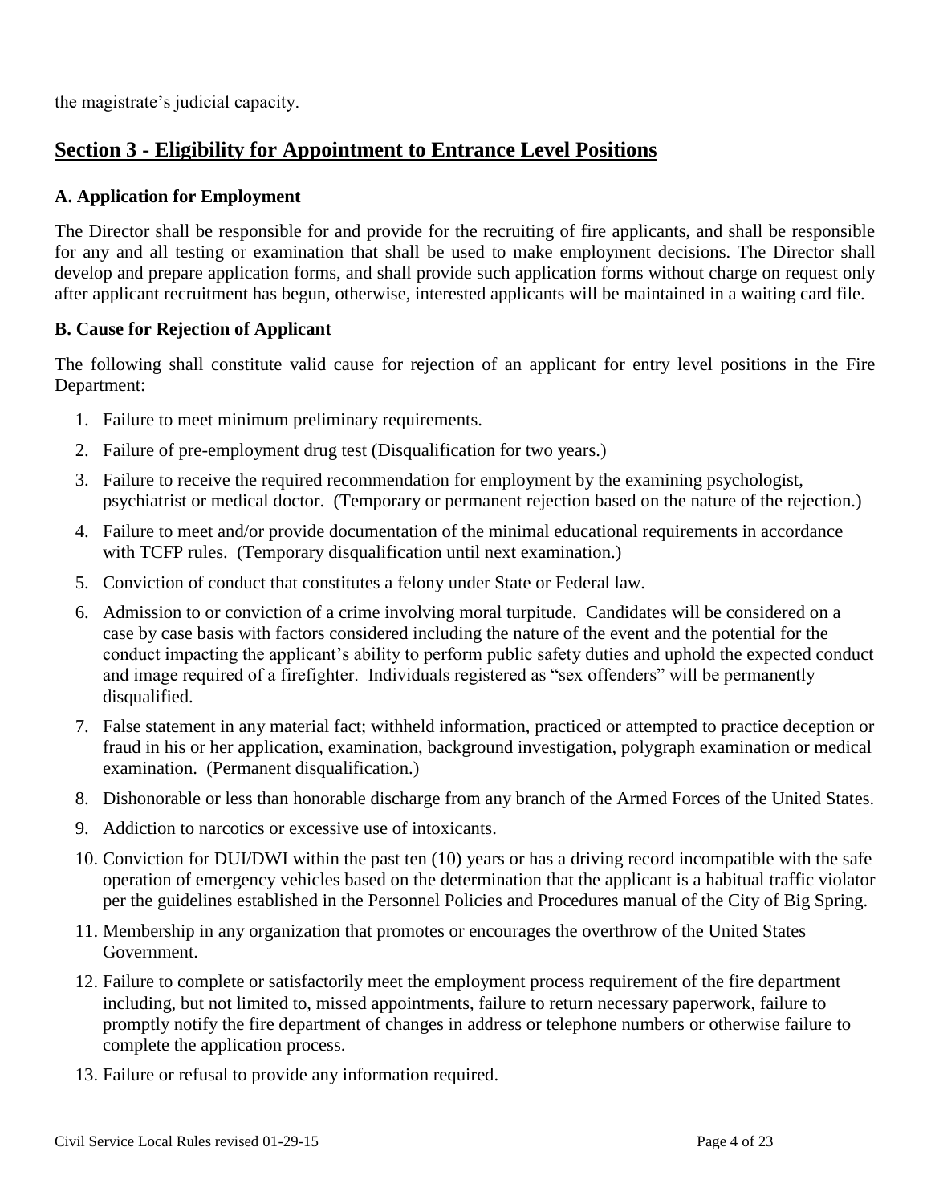the magistrate's judicial capacity.

## Section 3 - Eligibility for Appointment to Entrance Level Positions

### A. Application for Employment

The Director shall be responsible for and provide for the recruiting of fire applicants, and shall be responsible for any and all testing or examination that shall be used to make employment decisions. The Director shall develop and prepare application forms, and shall provide such application forms without charge on request only after applicant recruitment has begun, otherwise, interested applicants will be maintained in a waiting card file.

### B. Cause for Rejection of Applicant

The following shall constitute valid cause for rejection of an applicant for entry level positions in the Fire Department:

1. Failure to meet minimum preliminary requirements.
2. Failure of pre-employment drug test (Disqualification for two years.)
3. Failure to receive the required recommendation for employment by the examining psychologist, psychiatrist or medical doctor. (Temporary or permanent rejection based on the nature of the rejection.)
4. Failure to meet and/or provide documentation of the minimal educational requirements in accordance with TCFP rules. (Temporary disqualification until next examination.)
5. Conviction of conduct that constitutes a felony under State or Federal law.
6. Admission to or conviction of a crime involving moral turpitude. Candidates will be considered on a case by case basis with factors considered including the nature of the event and the potential for the conduct impacting the applicant's ability to perform public safety duties and uphold the expected conduct and image required of a firefighter. Individuals registered as "sex offenders" will be permanently disqualified.
7. False statement in any material fact; withheld information, practiced or attempted to practice deception or fraud in his or her application, examination, background investigation, polygraph examination or medical examination. (Permanent disqualification.)
8. Dishonorable or less than honorable discharge from any branch of the Armed Forces of the United States.
9. Addiction to narcotics or excessive use of intoxicants.
10. Conviction for DUI/DWI within the past ten (10) years or has a driving record incompatible with the safe operation of emergency vehicles based on the determination that the applicant is a habitual traffic violator per the guidelines established in the Personnel Policies and Procedures manual of the City of Big Spring.
11. Membership in any organization that promotes or encourages the overthrow of the United States Government.
12. Failure to complete or satisfactorily meet the employment process requirement of the fire department including, but not limited to, missed appointments, failure to return necessary paperwork, failure to promptly notify the fire department of changes in address or telephone numbers or otherwise failure to complete the application process.
13. Failure or refusal to provide any information required.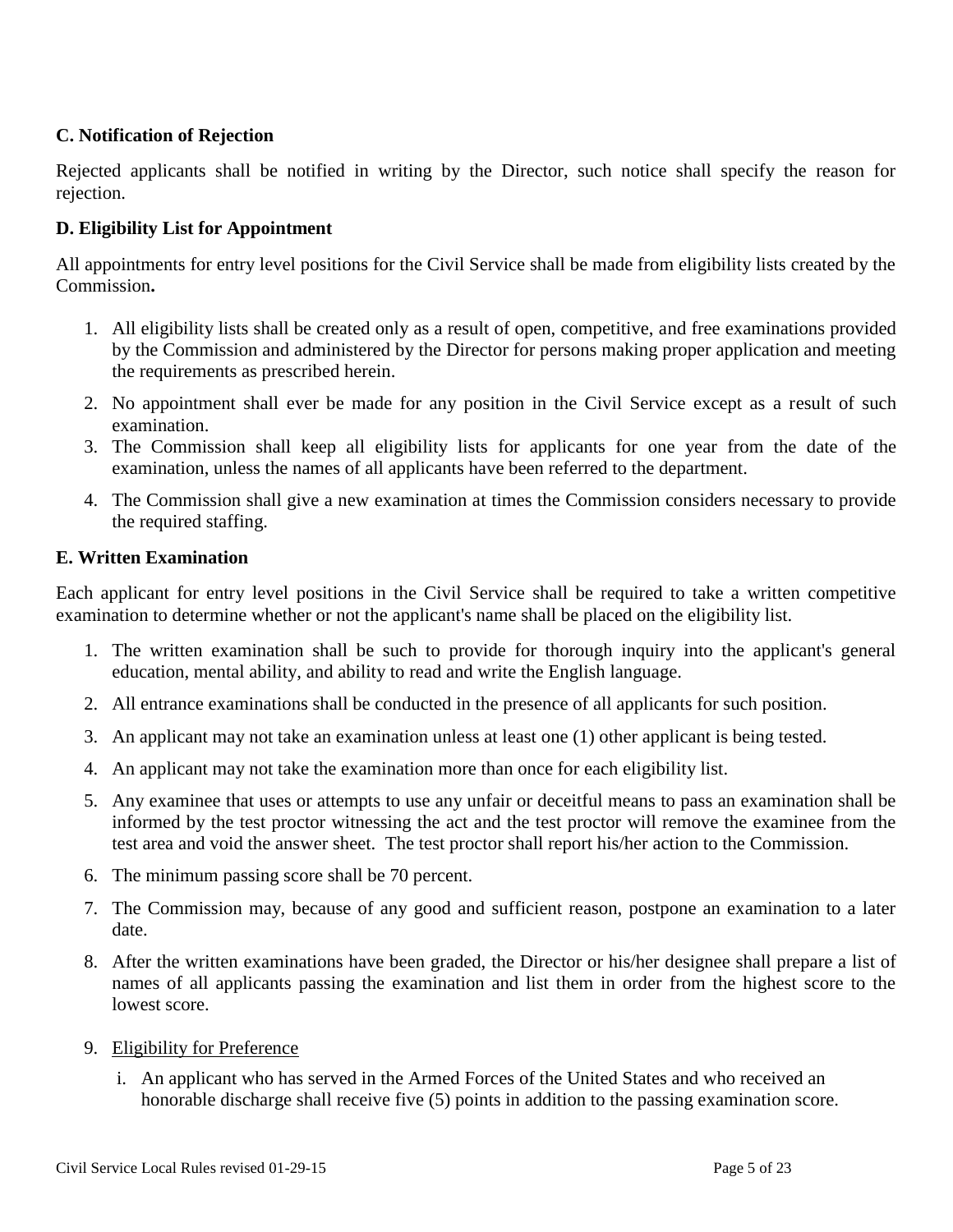### C. Notification of Rejection

Rejected applicants shall be notified in writing by the Director, such notice shall specify the reason for rejection.

### D. Eligibility List for Appointment

All appointments for entry level positions for the Civil Service shall be made from eligibility lists created by the Commission**.**

1. All eligibility lists shall be created only as a result of open, competitive, and free examinations provided by the Commission and administered by the Director for persons making proper application and meeting the requirements as prescribed herein.
2. No appointment shall ever be made for any position in the Civil Service except as a result of such examination.
3. The Commission shall keep all eligibility lists for applicants for one year from the date of the examination, unless the names of all applicants have been referred to the department.
4. The Commission shall give a new examination at times the Commission considers necessary to provide the required staffing.

### E. Written Examination

Each applicant for entry level positions in the Civil Service shall be required to take a written competitive examination to determine whether or not the applicant's name shall be placed on the eligibility list.

1. The written examination shall be such to provide for thorough inquiry into the applicant's general education, mental ability, and ability to read and write the English language.
2. All entrance examinations shall be conducted in the presence of all applicants for such position.
3. An applicant may not take an examination unless at least one (1) other applicant is being tested.
4. An applicant may not take the examination more than once for each eligibility list.
5. Any examinee that uses or attempts to use any unfair or deceitful means to pass an examination shall be informed by the test proctor witnessing the act and the test proctor will remove the examinee from the test area and void the answer sheet. The test proctor shall report his/her action to the Commission.
6. The minimum passing score shall be 70 percent.
7. The Commission may, because of any good and sufficient reason, postpone an examination to a later date.
8. After the written examinations have been graded, the Director or his/her designee shall prepare a list of names of all applicants passing the examination and list them in order from the highest score to the lowest score.
9. <u>Eligibility for Preference</u>

   i. An applicant who has served in the Armed Forces of the United States and who received an honorable discharge shall receive five (5) points in addition to the passing examination score.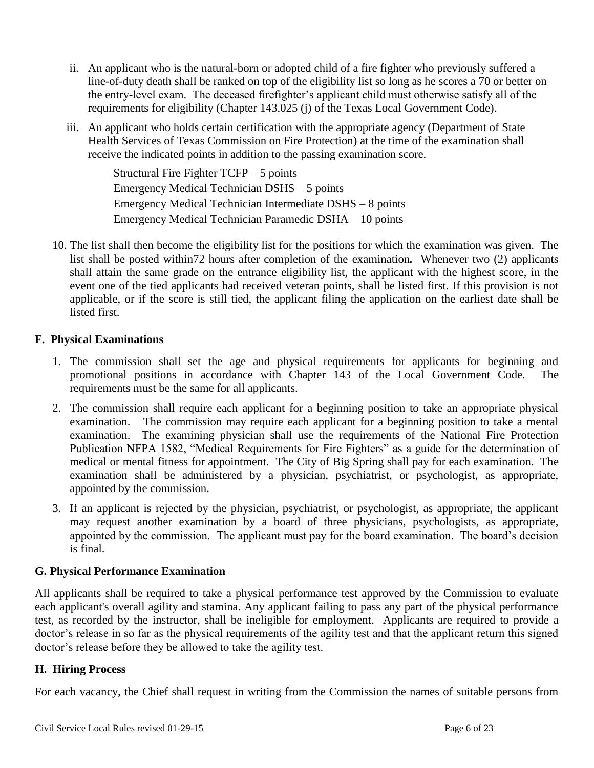ii. An applicant who is the natural-born or adopted child of a fire fighter who previously suffered a line-of-duty death shall be ranked on top of the eligibility list so long as he scores a 70 or better on the entry-level exam. The deceased firefighter's applicant child must otherwise satisfy all of the requirements for eligibility (Chapter 143.025 (j) of the Texas Local Government Code).

iii. An applicant who holds certain certification with the appropriate agency (Department of State Health Services of Texas Commission on Fire Protection) at the time of the examination shall receive the indicated points in addition to the passing examination score.

Structural Fire Fighter TCFP – 5 points
Emergency Medical Technician DSHS – 5 points
Emergency Medical Technician Intermediate DSHS – 8 points
Emergency Medical Technician Paramedic DSHA – 10 points

10. The list shall then become the eligibility list for the positions for which the examination was given. The list shall be posted within72 hours after completion of the examination**.** Whenever two (2) applicants shall attain the same grade on the entrance eligibility list, the applicant with the highest score, in the event one of the tied applicants had received veteran points, shall be listed first. If this provision is not applicable, or if the score is still tied, the applicant filing the application on the earliest date shall be listed first.

### F. Physical Examinations

1. The commission shall set the age and physical requirements for applicants for beginning and promotional positions in accordance with Chapter 143 of the Local Government Code. The requirements must be the same for all applicants.
2. The commission shall require each applicant for a beginning position to take an appropriate physical examination. The commission may require each applicant for a beginning position to take a mental examination. The examining physician shall use the requirements of the National Fire Protection Publication NFPA 1582, "Medical Requirements for Fire Fighters" as a guide for the determination of medical or mental fitness for appointment. The City of Big Spring shall pay for each examination. The examination shall be administered by a physician, psychiatrist, or psychologist, as appropriate, appointed by the commission.
3. If an applicant is rejected by the physician, psychiatrist, or psychologist, as appropriate, the applicant may request another examination by a board of three physicians, psychologists, as appropriate, appointed by the commission. The applicant must pay for the board examination. The board's decision is final.

### G. Physical Performance Examination

All applicants shall be required to take a physical performance test approved by the Commission to evaluate each applicant's overall agility and stamina. Any applicant failing to pass any part of the physical performance test, as recorded by the instructor, shall be ineligible for employment. Applicants are required to provide a doctor's release in so far as the physical requirements of the agility test and that the applicant return this signed doctor's release before they be allowed to take the agility test.

### H. Hiring Process

For each vacancy, the Chief shall request in writing from the Commission the names of suitable persons from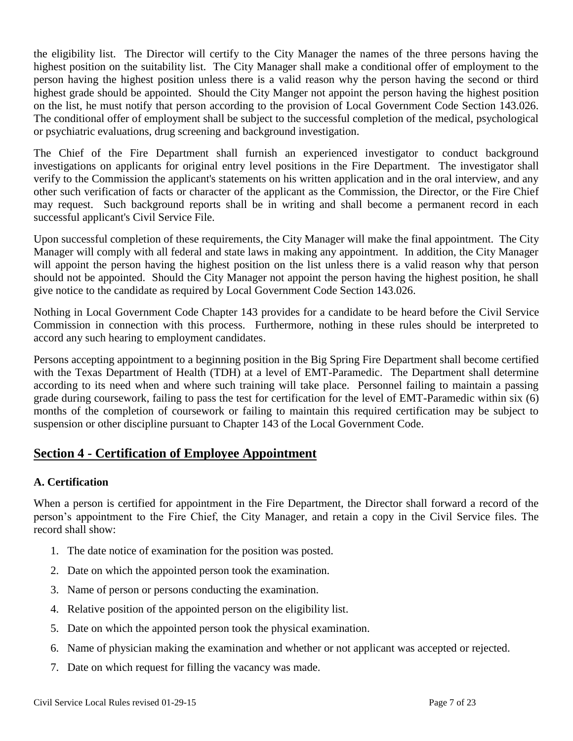the eligibility list. The Director will certify to the City Manager the names of the three persons having the highest position on the suitability list. The City Manager shall make a conditional offer of employment to the person having the highest position unless there is a valid reason why the person having the second or third highest grade should be appointed. Should the City Manger not appoint the person having the highest position on the list, he must notify that person according to the provision of Local Government Code Section 143.026. The conditional offer of employment shall be subject to the successful completion of the medical, psychological or psychiatric evaluations, drug screening and background investigation.

The Chief of the Fire Department shall furnish an experienced investigator to conduct background investigations on applicants for original entry level positions in the Fire Department. The investigator shall verify to the Commission the applicant's statements on his written application and in the oral interview, and any other such verification of facts or character of the applicant as the Commission, the Director, or the Fire Chief may request. Such background reports shall be in writing and shall become a permanent record in each successful applicant's Civil Service File.

Upon successful completion of these requirements, the City Manager will make the final appointment. The City Manager will comply with all federal and state laws in making any appointment. In addition, the City Manager will appoint the person having the highest position on the list unless there is a valid reason why that person should not be appointed. Should the City Manager not appoint the person having the highest position, he shall give notice to the candidate as required by Local Government Code Section 143.026.

Nothing in Local Government Code Chapter 143 provides for a candidate to be heard before the Civil Service Commission in connection with this process. Furthermore, nothing in these rules should be interpreted to accord any such hearing to employment candidates.

Persons accepting appointment to a beginning position in the Big Spring Fire Department shall become certified with the Texas Department of Health (TDH) at a level of EMT-Paramedic. The Department shall determine according to its need when and where such training will take place. Personnel failing to maintain a passing grade during coursework, failing to pass the test for certification for the level of EMT-Paramedic within six (6) months of the completion of coursework or failing to maintain this required certification may be subject to suspension or other discipline pursuant to Chapter 143 of the Local Government Code.

## Section 4 - Certification of Employee Appointment

### A. Certification

When a person is certified for appointment in the Fire Department, the Director shall forward a record of the person's appointment to the Fire Chief, the City Manager, and retain a copy in the Civil Service files. The record shall show:

1. The date notice of examination for the position was posted.
2. Date on which the appointed person took the examination.
3. Name of person or persons conducting the examination.
4. Relative position of the appointed person on the eligibility list.
5. Date on which the appointed person took the physical examination.
6. Name of physician making the examination and whether or not applicant was accepted or rejected.
7. Date on which request for filling the vacancy was made.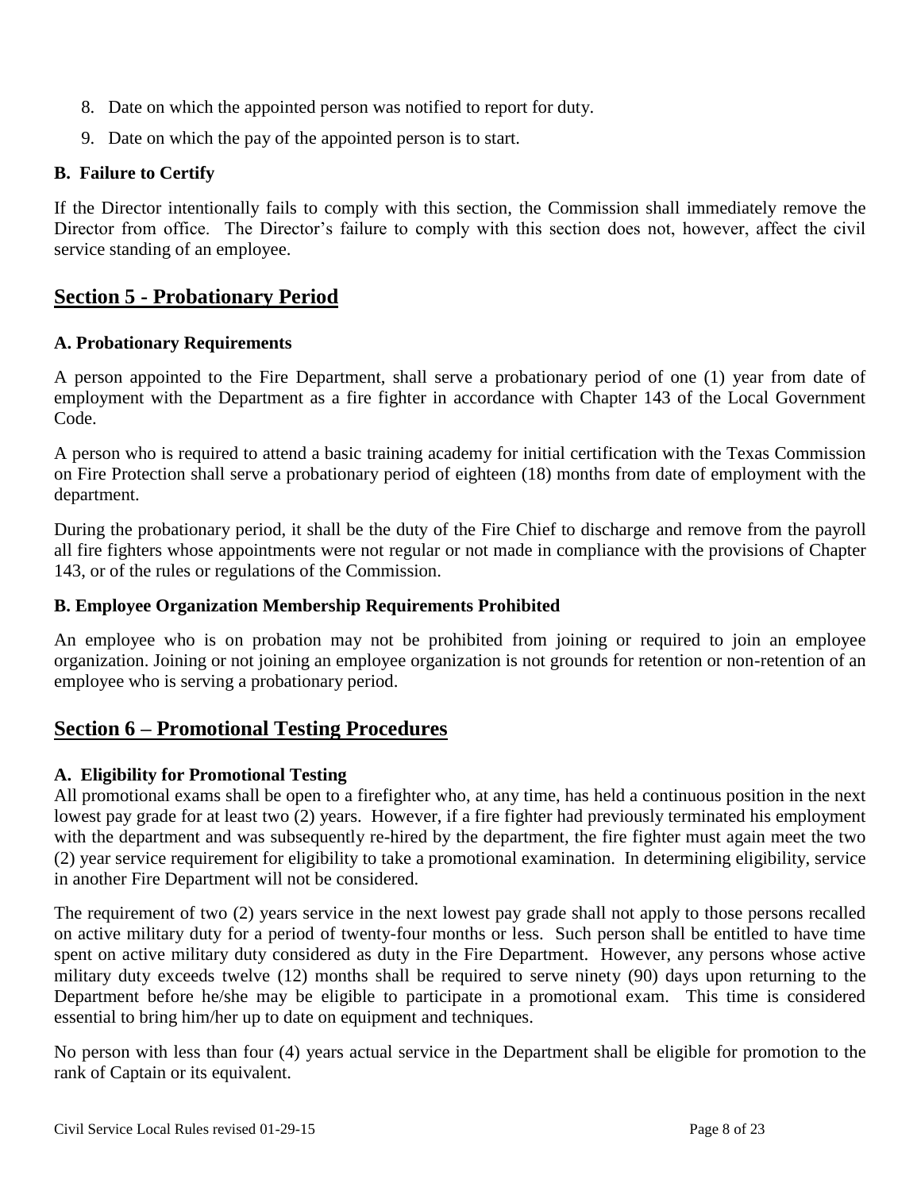8. Date on which the appointed person was notified to report for duty.
9. Date on which the pay of the appointed person is to start.

### B. Failure to Certify

If the Director intentionally fails to comply with this section, the Commission shall immediately remove the Director from office. The Director's failure to comply with this section does not, however, affect the civil service standing of an employee.

## Section 5 - Probationary Period

### A. Probationary Requirements

A person appointed to the Fire Department, shall serve a probationary period of one (1) year from date of employment with the Department as a fire fighter in accordance with Chapter 143 of the Local Government Code.

A person who is required to attend a basic training academy for initial certification with the Texas Commission on Fire Protection shall serve a probationary period of eighteen (18) months from date of employment with the department.

During the probationary period, it shall be the duty of the Fire Chief to discharge and remove from the payroll all fire fighters whose appointments were not regular or not made in compliance with the provisions of Chapter 143, or of the rules or regulations of the Commission.

### B. Employee Organization Membership Requirements Prohibited

An employee who is on probation may not be prohibited from joining or required to join an employee organization. Joining or not joining an employee organization is not grounds for retention or non-retention of an employee who is serving a probationary period.

## Section 6 – Promotional Testing Procedures

### A. Eligibility for Promotional Testing

All promotional exams shall be open to a firefighter who, at any time, has held a continuous position in the next lowest pay grade for at least two (2) years. However, if a fire fighter had previously terminated his employment with the department and was subsequently re-hired by the department, the fire fighter must again meet the two (2) year service requirement for eligibility to take a promotional examination. In determining eligibility, service in another Fire Department will not be considered.

The requirement of two (2) years service in the next lowest pay grade shall not apply to those persons recalled on active military duty for a period of twenty-four months or less. Such person shall be entitled to have time spent on active military duty considered as duty in the Fire Department. However, any persons whose active military duty exceeds twelve (12) months shall be required to serve ninety (90) days upon returning to the Department before he/she may be eligible to participate in a promotional exam. This time is considered essential to bring him/her up to date on equipment and techniques.

No person with less than four (4) years actual service in the Department shall be eligible for promotion to the rank of Captain or its equivalent.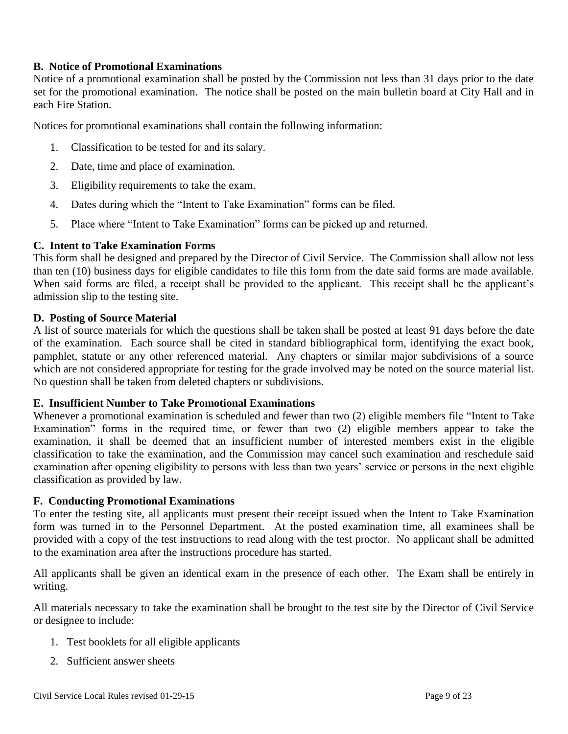### B. Notice of Promotional Examinations

Notice of a promotional examination shall be posted by the Commission not less than 31 days prior to the date set for the promotional examination. The notice shall be posted on the main bulletin board at City Hall and in each Fire Station.

Notices for promotional examinations shall contain the following information:

1. Classification to be tested for and its salary.
2. Date, time and place of examination.
3. Eligibility requirements to take the exam.
4. Dates during which the "Intent to Take Examination" forms can be filed.
5. Place where "Intent to Take Examination" forms can be picked up and returned.

### C. Intent to Take Examination Forms

This form shall be designed and prepared by the Director of Civil Service. The Commission shall allow not less than ten (10) business days for eligible candidates to file this form from the date said forms are made available. When said forms are filed, a receipt shall be provided to the applicant. This receipt shall be the applicant's admission slip to the testing site.

### D. Posting of Source Material

A list of source materials for which the questions shall be taken shall be posted at least 91 days before the date of the examination. Each source shall be cited in standard bibliographical form, identifying the exact book, pamphlet, statute or any other referenced material. Any chapters or similar major subdivisions of a source which are not considered appropriate for testing for the grade involved may be noted on the source material list. No question shall be taken from deleted chapters or subdivisions.

### E. Insufficient Number to Take Promotional Examinations

Whenever a promotional examination is scheduled and fewer than two (2) eligible members file "Intent to Take Examination" forms in the required time, or fewer than two (2) eligible members appear to take the examination, it shall be deemed that an insufficient number of interested members exist in the eligible classification to take the examination, and the Commission may cancel such examination and reschedule said examination after opening eligibility to persons with less than two years' service or persons in the next eligible classification as provided by law.

### F. Conducting Promotional Examinations

To enter the testing site, all applicants must present their receipt issued when the Intent to Take Examination form was turned in to the Personnel Department. At the posted examination time, all examinees shall be provided with a copy of the test instructions to read along with the test proctor. No applicant shall be admitted to the examination area after the instructions procedure has started.

All applicants shall be given an identical exam in the presence of each other. The Exam shall be entirely in writing.

All materials necessary to take the examination shall be brought to the test site by the Director of Civil Service or designee to include:

1. Test booklets for all eligible applicants
2. Sufficient answer sheets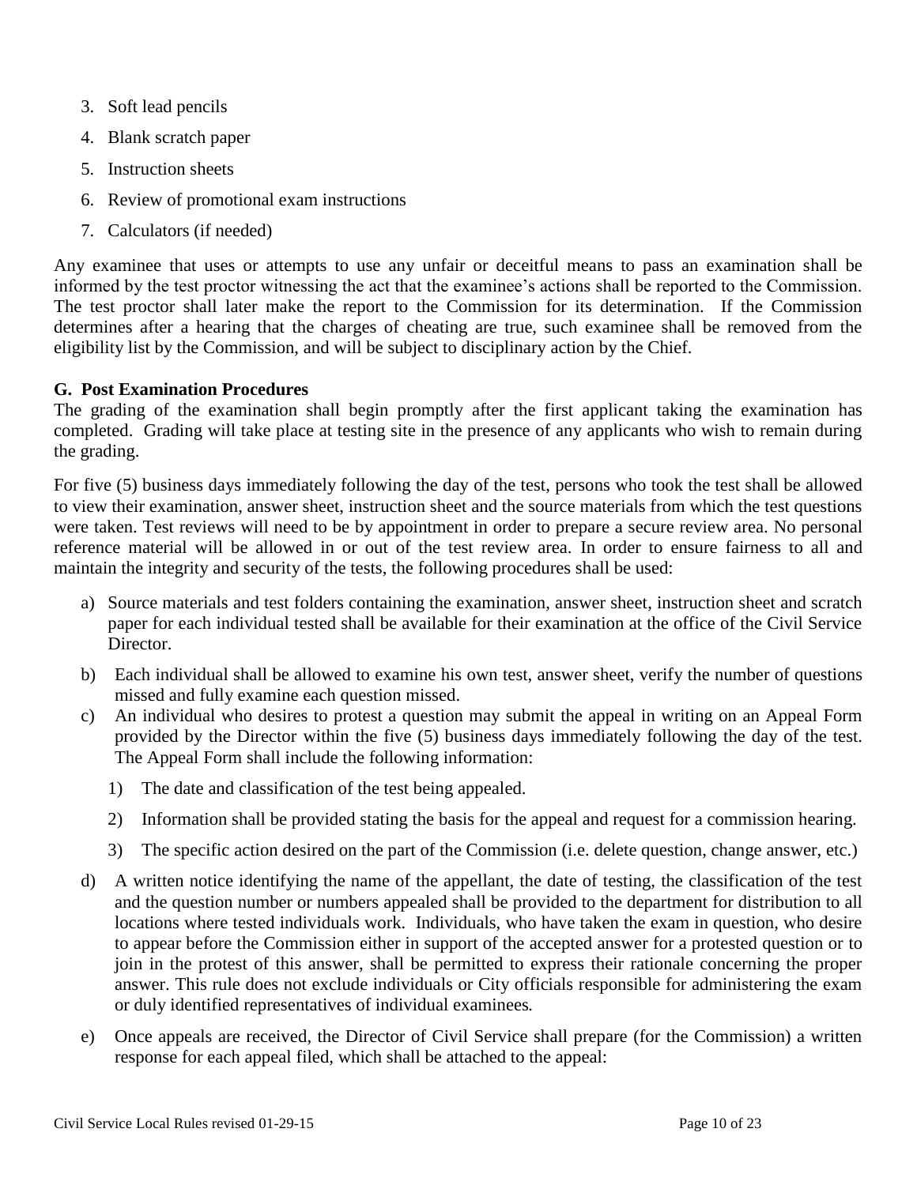3. Soft lead pencils
4. Blank scratch paper
5. Instruction sheets
6. Review of promotional exam instructions
7. Calculators (if needed)

Any examinee that uses or attempts to use any unfair or deceitful means to pass an examination shall be informed by the test proctor witnessing the act that the examinee's actions shall be reported to the Commission. The test proctor shall later make the report to the Commission for its determination. If the Commission determines after a hearing that the charges of cheating are true, such examinee shall be removed from the eligibility list by the Commission, and will be subject to disciplinary action by the Chief.

**G. Post Examination Procedures**

The grading of the examination shall begin promptly after the first applicant taking the examination has completed. Grading will take place at testing site in the presence of any applicants who wish to remain during the grading.

For five (5) business days immediately following the day of the test, persons who took the test shall be allowed to view their examination, answer sheet, instruction sheet and the source materials from which the test questions were taken. Test reviews will need to be by appointment in order to prepare a secure review area. No personal reference material will be allowed in or out of the test review area. In order to ensure fairness to all and maintain the integrity and security of the tests, the following procedures shall be used:

a) Source materials and test folders containing the examination, answer sheet, instruction sheet and scratch paper for each individual tested shall be available for their examination at the office of the Civil Service Director.

b) Each individual shall be allowed to examine his own test, answer sheet, verify the number of questions missed and fully examine each question missed.

c) An individual who desires to protest a question may submit the appeal in writing on an Appeal Form provided by the Director within the five (5) business days immediately following the day of the test. The Appeal Form shall include the following information:

   1) The date and classification of the test being appealed.

   2) Information shall be provided stating the basis for the appeal and request for a commission hearing.

   3) The specific action desired on the part of the Commission (i.e. delete question, change answer, etc.)

d) A written notice identifying the name of the appellant, the date of testing, the classification of the test and the question number or numbers appealed shall be provided to the department for distribution to all locations where tested individuals work. Individuals, who have taken the exam in question, who desire to appear before the Commission either in support of the accepted answer for a protested question or to join in the protest of this answer, shall be permitted to express their rationale concerning the proper answer. This rule does not exclude individuals or City officials responsible for administering the exam or duly identified representatives of individual examinees.

e) Once appeals are received, the Director of Civil Service shall prepare (for the Commission) a written response for each appeal filed, which shall be attached to the appeal: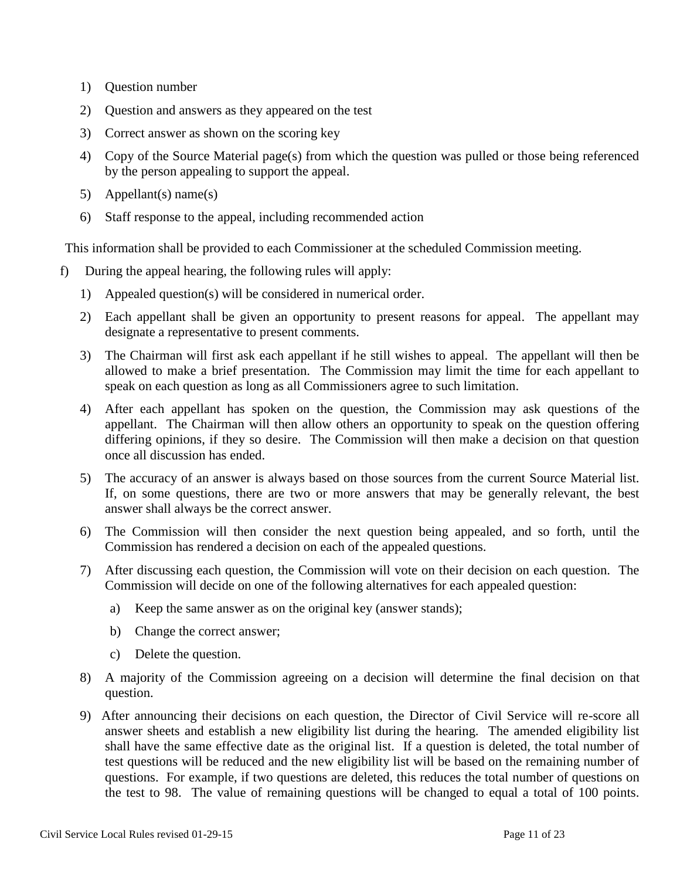1) Question number
2) Question and answers as they appeared on the test
3) Correct answer as shown on the scoring key
4) Copy of the Source Material page(s) from which the question was pulled or those being referenced by the person appealing to support the appeal.
5) Appellant(s) name(s)
6) Staff response to the appeal, including recommended action

This information shall be provided to each Commissioner at the scheduled Commission meeting.

f) During the appeal hearing, the following rules will apply:

1) Appealed question(s) will be considered in numerical order.
2) Each appellant shall be given an opportunity to present reasons for appeal. The appellant may designate a representative to present comments.
3) The Chairman will first ask each appellant if he still wishes to appeal. The appellant will then be allowed to make a brief presentation. The Commission may limit the time for each appellant to speak on each question as long as all Commissioners agree to such limitation.
4) After each appellant has spoken on the question, the Commission may ask questions of the appellant. The Chairman will then allow others an opportunity to speak on the question offering differing opinions, if they so desire. The Commission will then make a decision on that question once all discussion has ended.
5) The accuracy of an answer is always based on those sources from the current Source Material list. If, on some questions, there are two or more answers that may be generally relevant, the best answer shall always be the correct answer.
6) The Commission will then consider the next question being appealed, and so forth, until the Commission has rendered a decision on each of the appealed questions.
7) After discussing each question, the Commission will vote on their decision on each question. The Commission will decide on one of the following alternatives for each appealed question:
   a) Keep the same answer as on the original key (answer stands);
   b) Change the correct answer;
   c) Delete the question.
8) A majority of the Commission agreeing on a decision will determine the final decision on that question.
9) After announcing their decisions on each question, the Director of Civil Service will re-score all answer sheets and establish a new eligibility list during the hearing. The amended eligibility list shall have the same effective date as the original list. If a question is deleted, the total number of test questions will be reduced and the new eligibility list will be based on the remaining number of questions. For example, if two questions are deleted, this reduces the total number of questions on the test to 98. The value of remaining questions will be changed to equal a total of 100 points.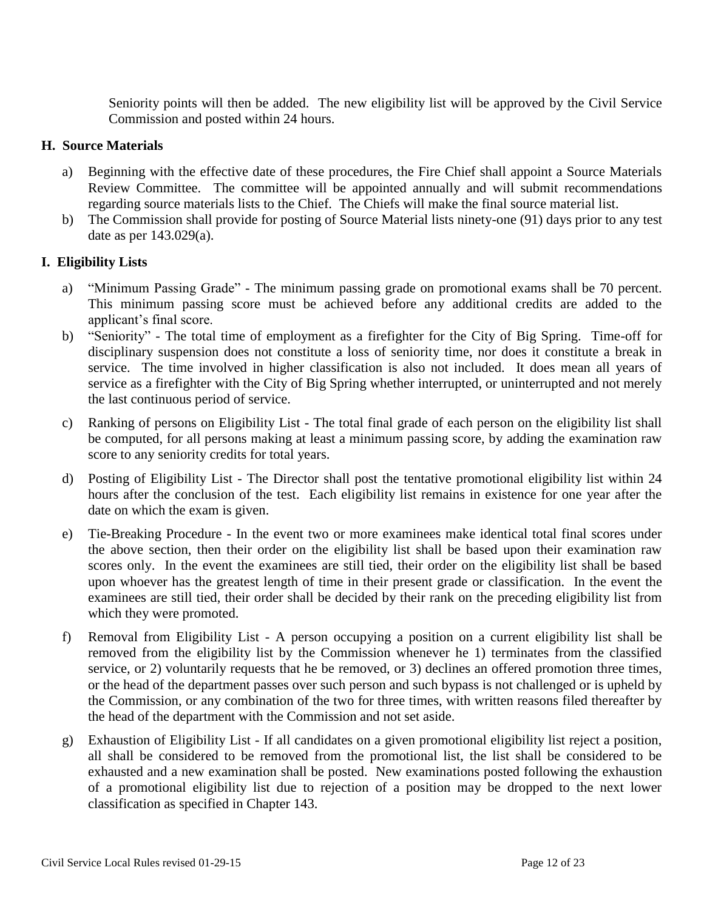Seniority points will then be added. The new eligibility list will be approved by the Civil Service Commission and posted within 24 hours.

## H. Source Materials

a) Beginning with the effective date of these procedures, the Fire Chief shall appoint a Source Materials Review Committee. The committee will be appointed annually and will submit recommendations regarding source materials lists to the Chief. The Chiefs will make the final source material list.

b) The Commission shall provide for posting of Source Material lists ninety-one (91) days prior to any test date as per 143.029(a).

## I. Eligibility Lists

a) "Minimum Passing Grade" - The minimum passing grade on promotional exams shall be 70 percent. This minimum passing score must be achieved before any additional credits are added to the applicant's final score.

b) "Seniority" - The total time of employment as a firefighter for the City of Big Spring. Time-off for disciplinary suspension does not constitute a loss of seniority time, nor does it constitute a break in service. The time involved in higher classification is also not included. It does mean all years of service as a firefighter with the City of Big Spring whether interrupted, or uninterrupted and not merely the last continuous period of service.

c) Ranking of persons on Eligibility List - The total final grade of each person on the eligibility list shall be computed, for all persons making at least a minimum passing score, by adding the examination raw score to any seniority credits for total years.

d) Posting of Eligibility List - The Director shall post the tentative promotional eligibility list within 24 hours after the conclusion of the test. Each eligibility list remains in existence for one year after the date on which the exam is given.

e) Tie-Breaking Procedure - In the event two or more examinees make identical total final scores under the above section, then their order on the eligibility list shall be based upon their examination raw scores only. In the event the examinees are still tied, their order on the eligibility list shall be based upon whoever has the greatest length of time in their present grade or classification. In the event the examinees are still tied, their order shall be decided by their rank on the preceding eligibility list from which they were promoted.

f) Removal from Eligibility List - A person occupying a position on a current eligibility list shall be removed from the eligibility list by the Commission whenever he 1) terminates from the classified service, or 2) voluntarily requests that he be removed, or 3) declines an offered promotion three times, or the head of the department passes over such person and such bypass is not challenged or is upheld by the Commission, or any combination of the two for three times, with written reasons filed thereafter by the head of the department with the Commission and not set aside.

g) Exhaustion of Eligibility List - If all candidates on a given promotional eligibility list reject a position, all shall be considered to be removed from the promotional list, the list shall be considered to be exhausted and a new examination shall be posted. New examinations posted following the exhaustion of a promotional eligibility list due to rejection of a position may be dropped to the next lower classification as specified in Chapter 143.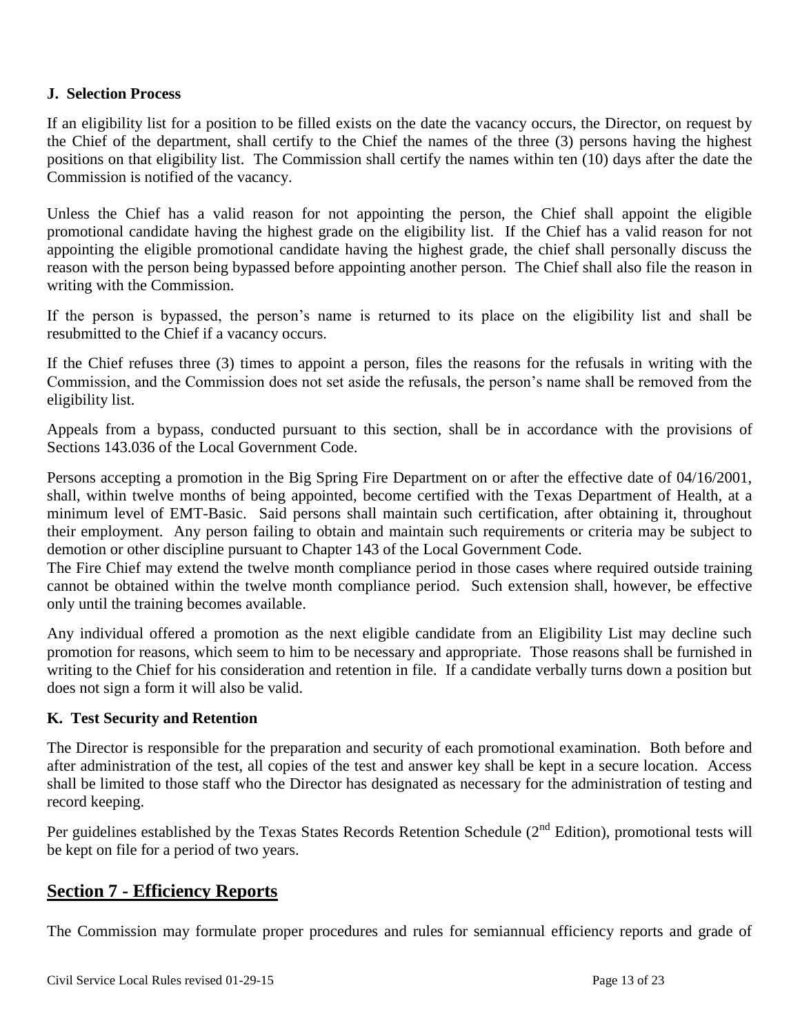**J. Selection Process**

If an eligibility list for a position to be filled exists on the date the vacancy occurs, the Director, on request by the Chief of the department, shall certify to the Chief the names of the three (3) persons having the highest positions on that eligibility list. The Commission shall certify the names within ten (10) days after the date the Commission is notified of the vacancy.

Unless the Chief has a valid reason for not appointing the person, the Chief shall appoint the eligible promotional candidate having the highest grade on the eligibility list. If the Chief has a valid reason for not appointing the eligible promotional candidate having the highest grade, the chief shall personally discuss the reason with the person being bypassed before appointing another person. The Chief shall also file the reason in writing with the Commission.

If the person is bypassed, the person's name is returned to its place on the eligibility list and shall be resubmitted to the Chief if a vacancy occurs.

If the Chief refuses three (3) times to appoint a person, files the reasons for the refusals in writing with the Commission, and the Commission does not set aside the refusals, the person's name shall be removed from the eligibility list.

Appeals from a bypass, conducted pursuant to this section, shall be in accordance with the provisions of Sections 143.036 of the Local Government Code.

Persons accepting a promotion in the Big Spring Fire Department on or after the effective date of 04/16/2001, shall, within twelve months of being appointed, become certified with the Texas Department of Health, at a minimum level of EMT-Basic. Said persons shall maintain such certification, after obtaining it, throughout their employment. Any person failing to obtain and maintain such requirements or criteria may be subject to demotion or other discipline pursuant to Chapter 143 of the Local Government Code.
The Fire Chief may extend the twelve month compliance period in those cases where required outside training cannot be obtained within the twelve month compliance period. Such extension shall, however, be effective only until the training becomes available.

Any individual offered a promotion as the next eligible candidate from an Eligibility List may decline such promotion for reasons, which seem to him to be necessary and appropriate. Those reasons shall be furnished in writing to the Chief for his consideration and retention in file. If a candidate verbally turns down a position but does not sign a form it will also be valid.

**K. Test Security and Retention**

The Director is responsible for the preparation and security of each promotional examination. Both before and after administration of the test, all copies of the test and answer key shall be kept in a secure location. Access shall be limited to those staff who the Director has designated as necessary for the administration of testing and record keeping.

Per guidelines established by the Texas States Records Retention Schedule (2nd Edition), promotional tests will be kept on file for a period of two years.

## Section 7 - Efficiency Reports

The Commission may formulate proper procedures and rules for semiannual efficiency reports and grade of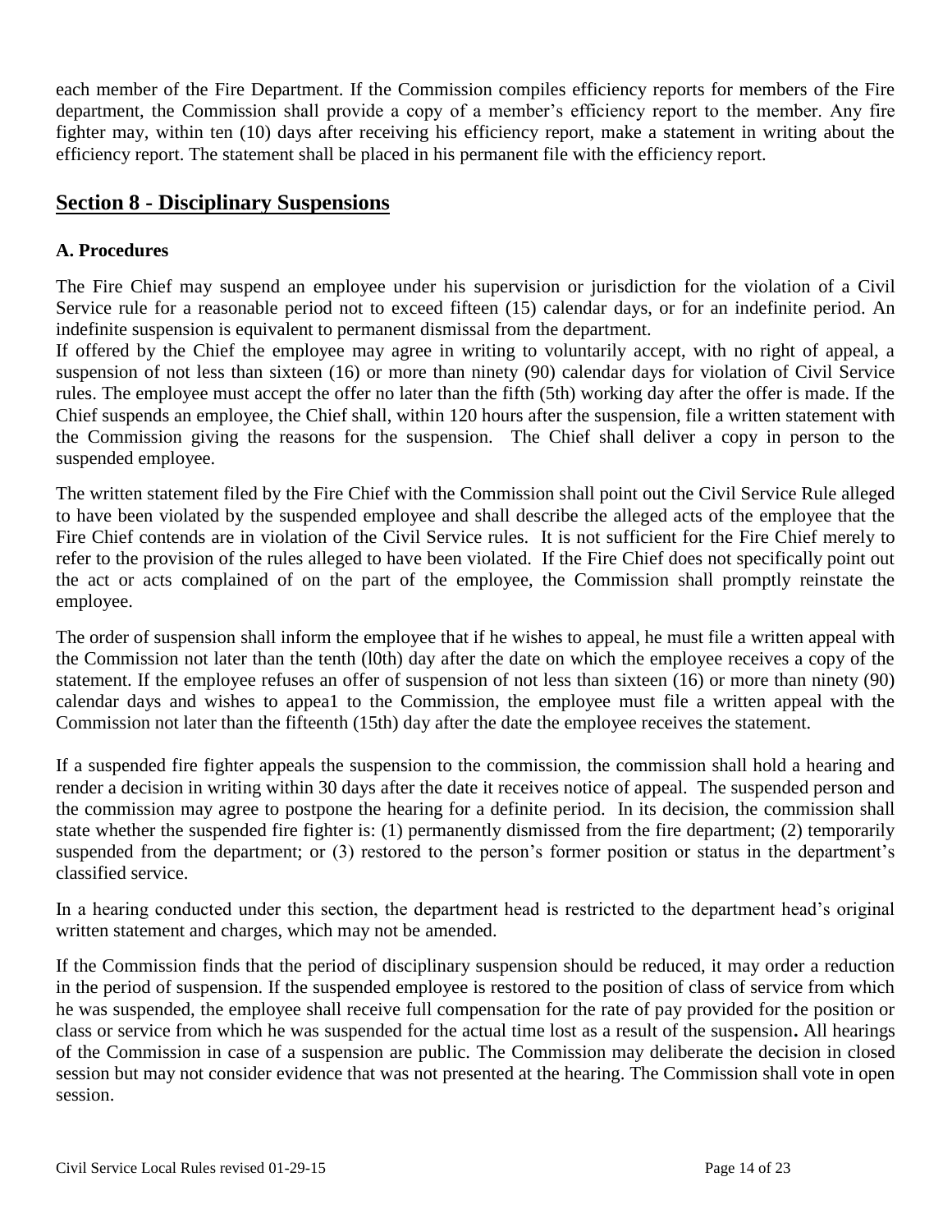each member of the Fire Department. If the Commission compiles efficiency reports for members of the Fire department, the Commission shall provide a copy of a member's efficiency report to the member. Any fire fighter may, within ten (10) days after receiving his efficiency report, make a statement in writing about the efficiency report. The statement shall be placed in his permanent file with the efficiency report.

## Section 8 - Disciplinary Suspensions

### A. Procedures

The Fire Chief may suspend an employee under his supervision or jurisdiction for the violation of a Civil Service rule for a reasonable period not to exceed fifteen (15) calendar days, or for an indefinite period. An indefinite suspension is equivalent to permanent dismissal from the department.

If offered by the Chief the employee may agree in writing to voluntarily accept, with no right of appeal, a suspension of not less than sixteen (16) or more than ninety (90) calendar days for violation of Civil Service rules. The employee must accept the offer no later than the fifth (5th) working day after the offer is made. If the Chief suspends an employee, the Chief shall, within 120 hours after the suspension, file a written statement with the Commission giving the reasons for the suspension. The Chief shall deliver a copy in person to the suspended employee.

The written statement filed by the Fire Chief with the Commission shall point out the Civil Service Rule alleged to have been violated by the suspended employee and shall describe the alleged acts of the employee that the Fire Chief contends are in violation of the Civil Service rules. It is not sufficient for the Fire Chief merely to refer to the provision of the rules alleged to have been violated. If the Fire Chief does not specifically point out the act or acts complained of on the part of the employee, the Commission shall promptly reinstate the employee.

The order of suspension shall inform the employee that if he wishes to appeal, he must file a written appeal with the Commission not later than the tenth (l0th) day after the date on which the employee receives a copy of the statement. If the employee refuses an offer of suspension of not less than sixteen (16) or more than ninety (90) calendar days and wishes to appea1 to the Commission, the employee must file a written appeal with the Commission not later than the fifteenth (15th) day after the date the employee receives the statement.

If a suspended fire fighter appeals the suspension to the commission, the commission shall hold a hearing and render a decision in writing within 30 days after the date it receives notice of appeal. The suspended person and the commission may agree to postpone the hearing for a definite period. In its decision, the commission shall state whether the suspended fire fighter is: (1) permanently dismissed from the fire department; (2) temporarily suspended from the department; or (3) restored to the person's former position or status in the department's classified service.

In a hearing conducted under this section, the department head is restricted to the department head's original written statement and charges, which may not be amended.

If the Commission finds that the period of disciplinary suspension should be reduced, it may order a reduction in the period of suspension. If the suspended employee is restored to the position of class of service from which he was suspended, the employee shall receive full compensation for the rate of pay provided for the position or class or service from which he was suspended for the actual time lost as a result of the suspension**.** All hearings of the Commission in case of a suspension are public. The Commission may deliberate the decision in closed session but may not consider evidence that was not presented at the hearing. The Commission shall vote in open session.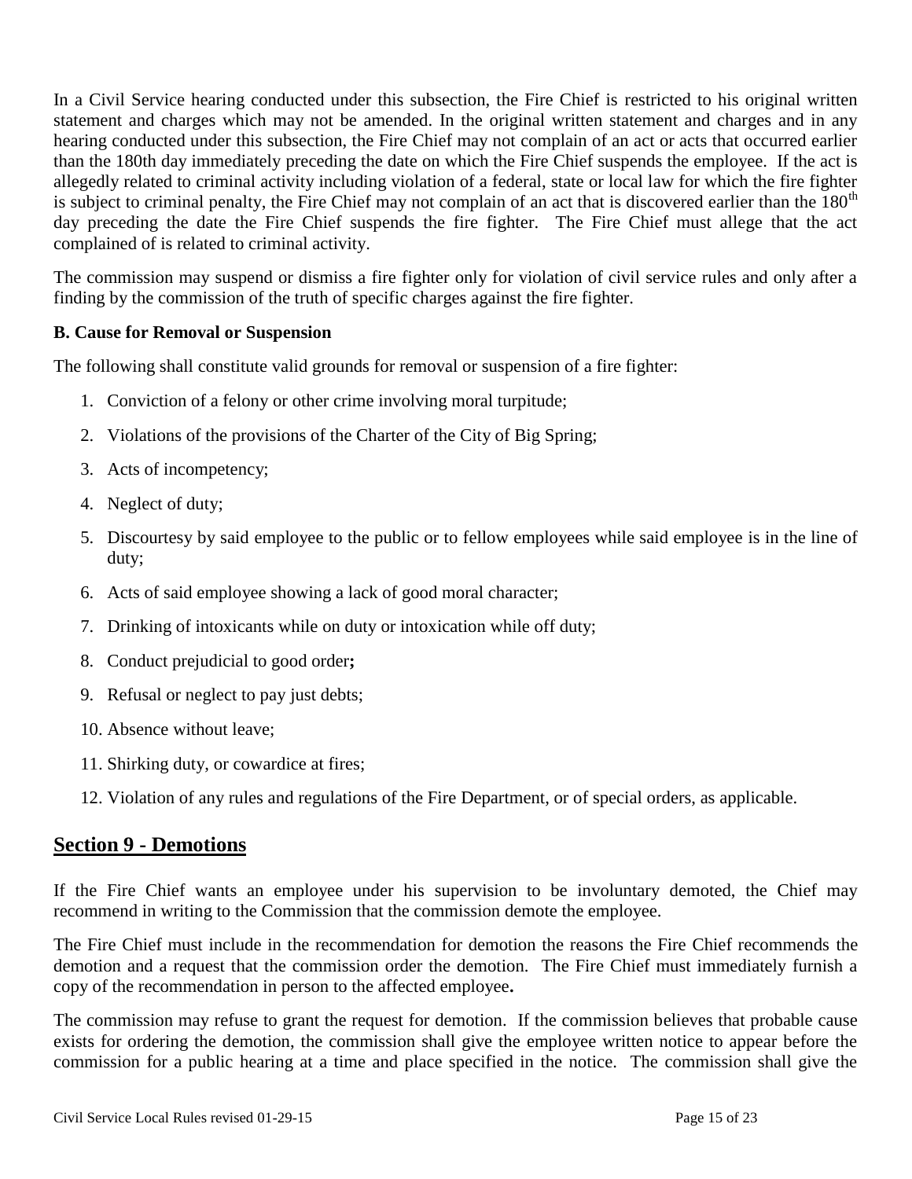In a Civil Service hearing conducted under this subsection, the Fire Chief is restricted to his original written statement and charges which may not be amended. In the original written statement and charges and in any hearing conducted under this subsection, the Fire Chief may not complain of an act or acts that occurred earlier than the 180th day immediately preceding the date on which the Fire Chief suspends the employee. If the act is allegedly related to criminal activity including violation of a federal, state or local law for which the fire fighter is subject to criminal penalty, the Fire Chief may not complain of an act that is discovered earlier than the 180th day preceding the date the Fire Chief suspends the fire fighter. The Fire Chief must allege that the act complained of is related to criminal activity.

The commission may suspend or dismiss a fire fighter only for violation of civil service rules and only after a finding by the commission of the truth of specific charges against the fire fighter.

**B. Cause for Removal or Suspension**

The following shall constitute valid grounds for removal or suspension of a fire fighter:

1. Conviction of a felony or other crime involving moral turpitude;
2. Violations of the provisions of the Charter of the City of Big Spring;
3. Acts of incompetency;
4. Neglect of duty;
5. Discourtesy by said employee to the public or to fellow employees while said employee is in the line of duty;
6. Acts of said employee showing a lack of good moral character;
7. Drinking of intoxicants while on duty or intoxication while off duty;
8. Conduct prejudicial to good order**;**
9. Refusal or neglect to pay just debts;
10. Absence without leave;
11. Shirking duty, or cowardice at fires;
12. Violation of any rules and regulations of the Fire Department, or of special orders, as applicable.

## Section 9 - Demotions

If the Fire Chief wants an employee under his supervision to be involuntary demoted, the Chief may recommend in writing to the Commission that the commission demote the employee.

The Fire Chief must include in the recommendation for demotion the reasons the Fire Chief recommends the demotion and a request that the commission order the demotion. The Fire Chief must immediately furnish a copy of the recommendation in person to the affected employee**.**

The commission may refuse to grant the request for demotion. If the commission believes that probable cause exists for ordering the demotion, the commission shall give the employee written notice to appear before the commission for a public hearing at a time and place specified in the notice. The commission shall give the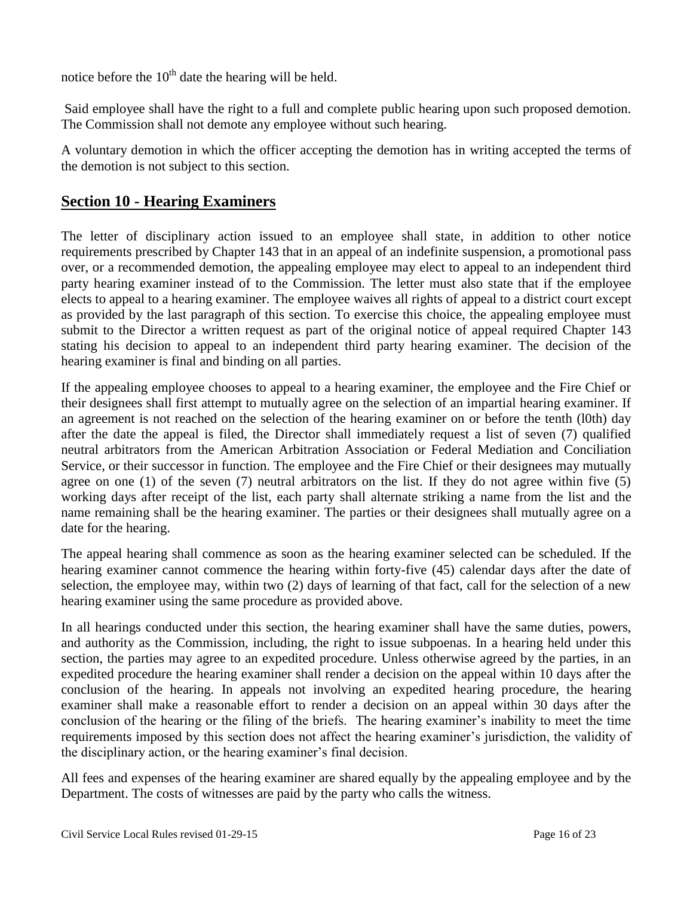notice before the 10th date the hearing will be held.

Said employee shall have the right to a full and complete public hearing upon such proposed demotion. The Commission shall not demote any employee without such hearing.

A voluntary demotion in which the officer accepting the demotion has in writing accepted the terms of the demotion is not subject to this section.

## Section 10 - Hearing Examiners

The letter of disciplinary action issued to an employee shall state, in addition to other notice requirements prescribed by Chapter 143 that in an appeal of an indefinite suspension, a promotional pass over, or a recommended demotion, the appealing employee may elect to appeal to an independent third party hearing examiner instead of to the Commission. The letter must also state that if the employee elects to appeal to a hearing examiner. The employee waives all rights of appeal to a district court except as provided by the last paragraph of this section. To exercise this choice, the appealing employee must submit to the Director a written request as part of the original notice of appeal required Chapter 143 stating his decision to appeal to an independent third party hearing examiner. The decision of the hearing examiner is final and binding on all parties.

If the appealing employee chooses to appeal to a hearing examiner, the employee and the Fire Chief or their designees shall first attempt to mutually agree on the selection of an impartial hearing examiner. If an agreement is not reached on the selection of the hearing examiner on or before the tenth (l0th) day after the date the appeal is filed, the Director shall immediately request a list of seven (7) qualified neutral arbitrators from the American Arbitration Association or Federal Mediation and Conciliation Service, or their successor in function. The employee and the Fire Chief or their designees may mutually agree on one (1) of the seven (7) neutral arbitrators on the list. If they do not agree within five (5) working days after receipt of the list, each party shall alternate striking a name from the list and the name remaining shall be the hearing examiner. The parties or their designees shall mutually agree on a date for the hearing.

The appeal hearing shall commence as soon as the hearing examiner selected can be scheduled. If the hearing examiner cannot commence the hearing within forty-five (45) calendar days after the date of selection, the employee may, within two (2) days of learning of that fact, call for the selection of a new hearing examiner using the same procedure as provided above.

In all hearings conducted under this section, the hearing examiner shall have the same duties, powers, and authority as the Commission, including, the right to issue subpoenas. In a hearing held under this section, the parties may agree to an expedited procedure. Unless otherwise agreed by the parties, in an expedited procedure the hearing examiner shall render a decision on the appeal within 10 days after the conclusion of the hearing. In appeals not involving an expedited hearing procedure, the hearing examiner shall make a reasonable effort to render a decision on an appeal within 30 days after the conclusion of the hearing or the filing of the briefs. The hearing examiner's inability to meet the time requirements imposed by this section does not affect the hearing examiner's jurisdiction, the validity of the disciplinary action, or the hearing examiner's final decision.

All fees and expenses of the hearing examiner are shared equally by the appealing employee and by the Department. The costs of witnesses are paid by the party who calls the witness.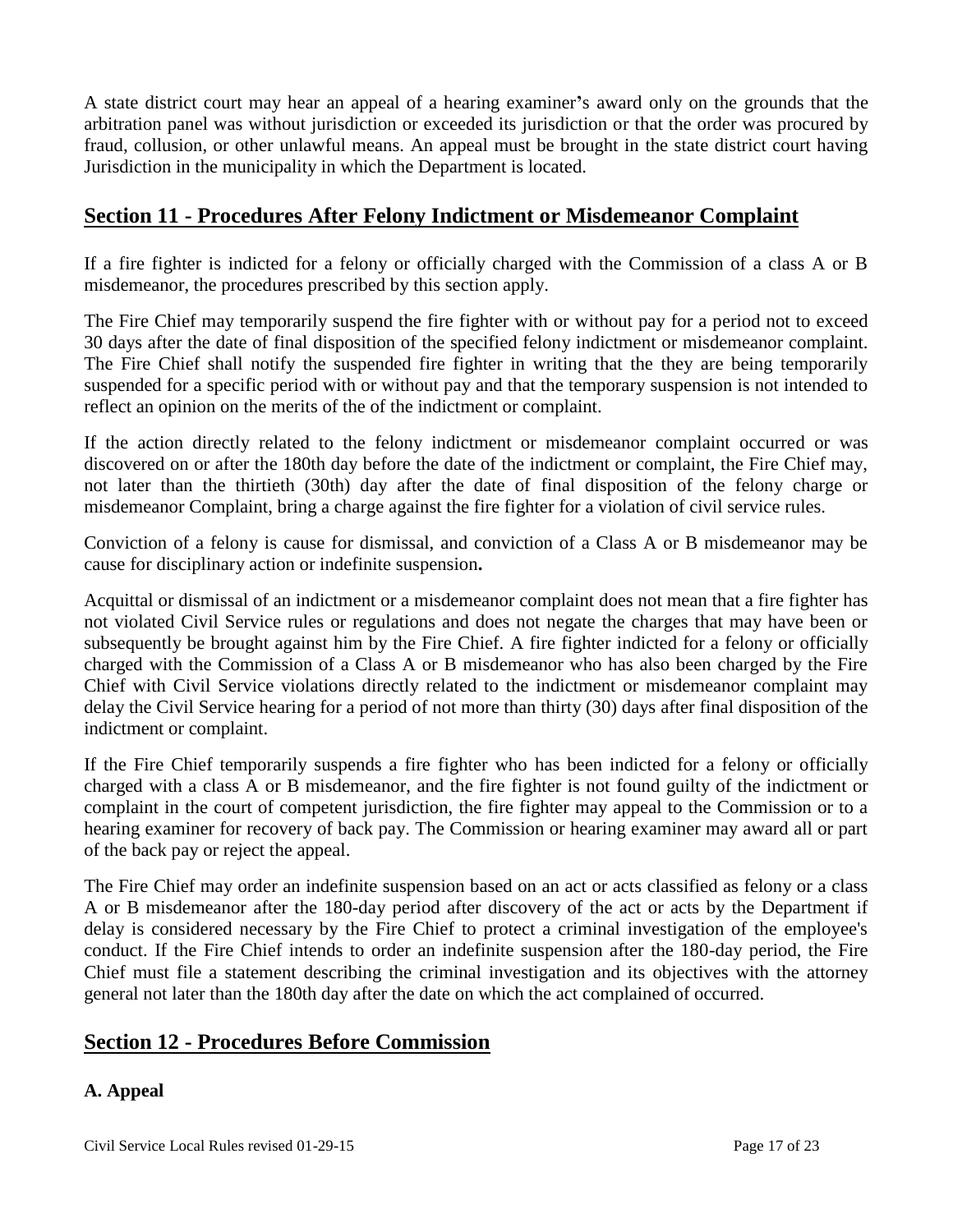A state district court may hear an appeal of a hearing examiner's award only on the grounds that the arbitration panel was without jurisdiction or exceeded its jurisdiction or that the order was procured by fraud, collusion, or other unlawful means. An appeal must be brought in the state district court having Jurisdiction in the municipality in which the Department is located.

## Section 11 - Procedures After Felony Indictment or Misdemeanor Complaint

If a fire fighter is indicted for a felony or officially charged with the Commission of a class A or B misdemeanor, the procedures prescribed by this section apply.

The Fire Chief may temporarily suspend the fire fighter with or without pay for a period not to exceed 30 days after the date of final disposition of the specified felony indictment or misdemeanor complaint. The Fire Chief shall notify the suspended fire fighter in writing that the they are being temporarily suspended for a specific period with or without pay and that the temporary suspension is not intended to reflect an opinion on the merits of the of the indictment or complaint.

If the action directly related to the felony indictment or misdemeanor complaint occurred or was discovered on or after the 180th day before the date of the indictment or complaint, the Fire Chief may, not later than the thirtieth (30th) day after the date of final disposition of the felony charge or misdemeanor Complaint, bring a charge against the fire fighter for a violation of civil service rules.

Conviction of a felony is cause for dismissal, and conviction of a Class A or B misdemeanor may be cause for disciplinary action or indefinite suspension**.**

Acquittal or dismissal of an indictment or a misdemeanor complaint does not mean that a fire fighter has not violated Civil Service rules or regulations and does not negate the charges that may have been or subsequently be brought against him by the Fire Chief. A fire fighter indicted for a felony or officially charged with the Commission of a Class A or B misdemeanor who has also been charged by the Fire Chief with Civil Service violations directly related to the indictment or misdemeanor complaint may delay the Civil Service hearing for a period of not more than thirty (30) days after final disposition of the indictment or complaint.

If the Fire Chief temporarily suspends a fire fighter who has been indicted for a felony or officially charged with a class A or B misdemeanor, and the fire fighter is not found guilty of the indictment or complaint in the court of competent jurisdiction, the fire fighter may appeal to the Commission or to a hearing examiner for recovery of back pay. The Commission or hearing examiner may award all or part of the back pay or reject the appeal.

The Fire Chief may order an indefinite suspension based on an act or acts classified as felony or a class A or B misdemeanor after the 180-day period after discovery of the act or acts by the Department if delay is considered necessary by the Fire Chief to protect a criminal investigation of the employee's conduct. If the Fire Chief intends to order an indefinite suspension after the 180-day period, the Fire Chief must file a statement describing the criminal investigation and its objectives with the attorney general not later than the 180th day after the date on which the act complained of occurred.

## Section 12 - Procedures Before Commission

### A. Appeal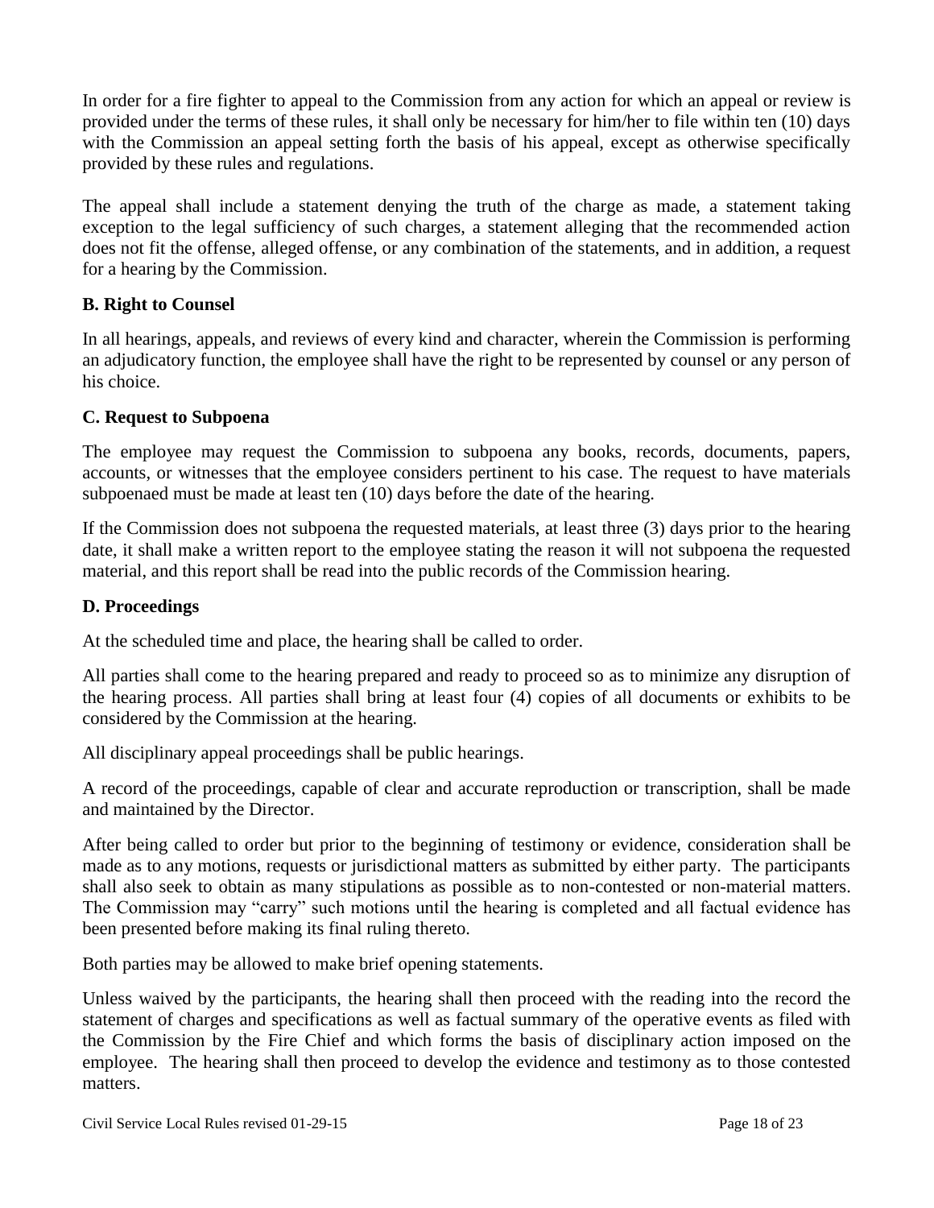In order for a fire fighter to appeal to the Commission from any action for which an appeal or review is provided under the terms of these rules, it shall only be necessary for him/her to file within ten (10) days with the Commission an appeal setting forth the basis of his appeal, except as otherwise specifically provided by these rules and regulations.

The appeal shall include a statement denying the truth of the charge as made, a statement taking exception to the legal sufficiency of such charges, a statement alleging that the recommended action does not fit the offense, alleged offense, or any combination of the statements, and in addition, a request for a hearing by the Commission.

### B. Right to Counsel

In all hearings, appeals, and reviews of every kind and character, wherein the Commission is performing an adjudicatory function, the employee shall have the right to be represented by counsel or any person of his choice.

### C. Request to Subpoena

The employee may request the Commission to subpoena any books, records, documents, papers, accounts, or witnesses that the employee considers pertinent to his case. The request to have materials subpoenaed must be made at least ten (10) days before the date of the hearing.

If the Commission does not subpoena the requested materials, at least three (3) days prior to the hearing date, it shall make a written report to the employee stating the reason it will not subpoena the requested material, and this report shall be read into the public records of the Commission hearing.

### D. Proceedings

At the scheduled time and place, the hearing shall be called to order.

All parties shall come to the hearing prepared and ready to proceed so as to minimize any disruption of the hearing process. All parties shall bring at least four (4) copies of all documents or exhibits to be considered by the Commission at the hearing.

All disciplinary appeal proceedings shall be public hearings.

A record of the proceedings, capable of clear and accurate reproduction or transcription, shall be made and maintained by the Director.

After being called to order but prior to the beginning of testimony or evidence, consideration shall be made as to any motions, requests or jurisdictional matters as submitted by either party. The participants shall also seek to obtain as many stipulations as possible as to non-contested or non-material matters. The Commission may "carry" such motions until the hearing is completed and all factual evidence has been presented before making its final ruling thereto.

Both parties may be allowed to make brief opening statements.

Unless waived by the participants, the hearing shall then proceed with the reading into the record the statement of charges and specifications as well as factual summary of the operative events as filed with the Commission by the Fire Chief and which forms the basis of disciplinary action imposed on the employee. The hearing shall then proceed to develop the evidence and testimony as to those contested matters.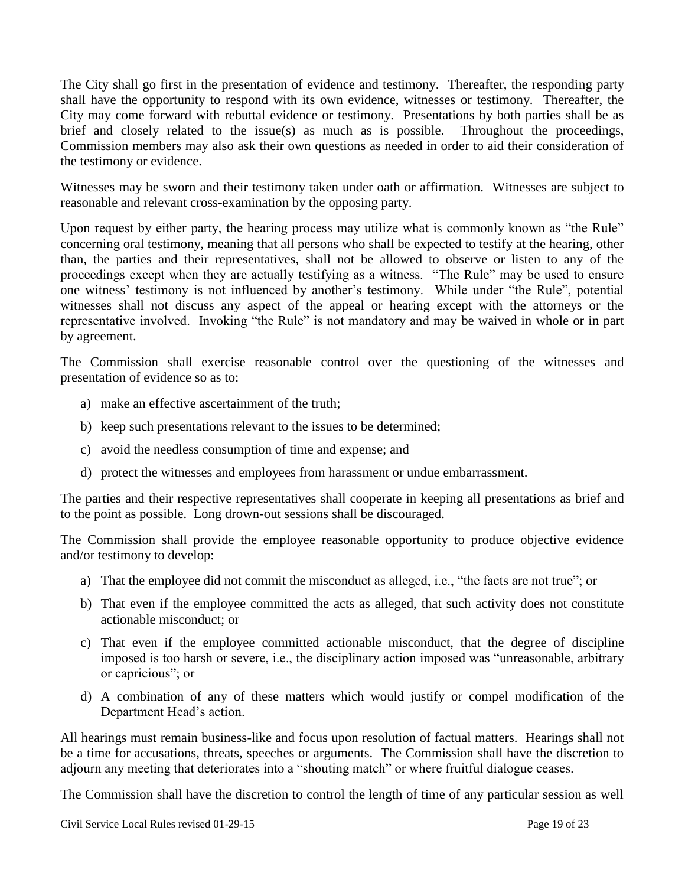The City shall go first in the presentation of evidence and testimony. Thereafter, the responding party shall have the opportunity to respond with its own evidence, witnesses or testimony. Thereafter, the City may come forward with rebuttal evidence or testimony. Presentations by both parties shall be as brief and closely related to the issue(s) as much as is possible. Throughout the proceedings, Commission members may also ask their own questions as needed in order to aid their consideration of the testimony or evidence.

Witnesses may be sworn and their testimony taken under oath or affirmation. Witnesses are subject to reasonable and relevant cross-examination by the opposing party.

Upon request by either party, the hearing process may utilize what is commonly known as "the Rule" concerning oral testimony, meaning that all persons who shall be expected to testify at the hearing, other than, the parties and their representatives, shall not be allowed to observe or listen to any of the proceedings except when they are actually testifying as a witness. "The Rule" may be used to ensure one witness' testimony is not influenced by another's testimony. While under "the Rule", potential witnesses shall not discuss any aspect of the appeal or hearing except with the attorneys or the representative involved. Invoking "the Rule" is not mandatory and may be waived in whole or in part by agreement.

The Commission shall exercise reasonable control over the questioning of the witnesses and presentation of evidence so as to:

a) make an effective ascertainment of the truth;

b) keep such presentations relevant to the issues to be determined;

c) avoid the needless consumption of time and expense; and

d) protect the witnesses and employees from harassment or undue embarrassment.

The parties and their respective representatives shall cooperate in keeping all presentations as brief and to the point as possible. Long drawn-out sessions shall be discouraged.

The Commission shall provide the employee reasonable opportunity to produce objective evidence and/or testimony to develop:

a) That the employee did not commit the misconduct as alleged, i.e., "the facts are not true"; or

b) That even if the employee committed the acts as alleged, that such activity does not constitute actionable misconduct; or

c) That even if the employee committed actionable misconduct, that the degree of discipline imposed is too harsh or severe, i.e., the disciplinary action imposed was "unreasonable, arbitrary or capricious"; or

d) A combination of any of these matters which would justify or compel modification of the Department Head's action.

All hearings must remain business-like and focus upon resolution of factual matters. Hearings shall not be a time for accusations, threats, speeches or arguments. The Commission shall have the discretion to adjourn any meeting that deteriorates into a "shouting match" or where fruitful dialogue ceases.

The Commission shall have the discretion to control the length of time of any particular session as well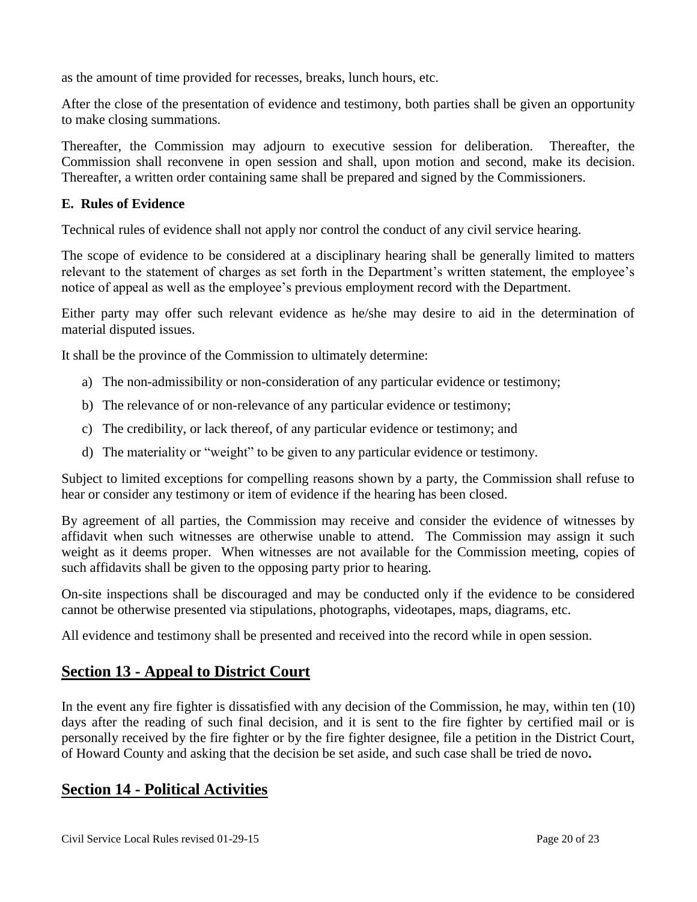as the amount of time provided for recesses, breaks, lunch hours, etc.

After the close of the presentation of evidence and testimony, both parties shall be given an opportunity to make closing summations.

Thereafter, the Commission may adjourn to executive session for deliberation. Thereafter, the Commission shall reconvene in open session and shall, upon motion and second, make its decision. Thereafter, a written order containing same shall be prepared and signed by the Commissioners.

**E. Rules of Evidence**

Technical rules of evidence shall not apply nor control the conduct of any civil service hearing.

The scope of evidence to be considered at a disciplinary hearing shall be generally limited to matters relevant to the statement of charges as set forth in the Department's written statement, the employee's notice of appeal as well as the employee's previous employment record with the Department.

Either party may offer such relevant evidence as he/she may desire to aid in the determination of material disputed issues.

It shall be the province of the Commission to ultimately determine:

a) The non-admissibility or non-consideration of any particular evidence or testimony;

b) The relevance of or non-relevance of any particular evidence or testimony;

c) The credibility, or lack thereof, of any particular evidence or testimony; and

d) The materiality or "weight" to be given to any particular evidence or testimony.

Subject to limited exceptions for compelling reasons shown by a party, the Commission shall refuse to hear or consider any testimony or item of evidence if the hearing has been closed.

By agreement of all parties, the Commission may receive and consider the evidence of witnesses by affidavit when such witnesses are otherwise unable to attend. The Commission may assign it such weight as it deems proper. When witnesses are not available for the Commission meeting, copies of such affidavits shall be given to the opposing party prior to hearing.

On-site inspections shall be discouraged and may be conducted only if the evidence to be considered cannot be otherwise presented via stipulations, photographs, videotapes, maps, diagrams, etc.

All evidence and testimony shall be presented and received into the record while in open session.

## Section 13 - Appeal to District Court

In the event any fire fighter is dissatisfied with any decision of the Commission, he may, within ten (10) days after the reading of such final decision, and it is sent to the fire fighter by certified mail or is personally received by the fire fighter or by the fire fighter designee, file a petition in the District Court, of Howard County and asking that the decision be set aside, and such case shall be tried de novo**.**

## Section 14 - Political Activities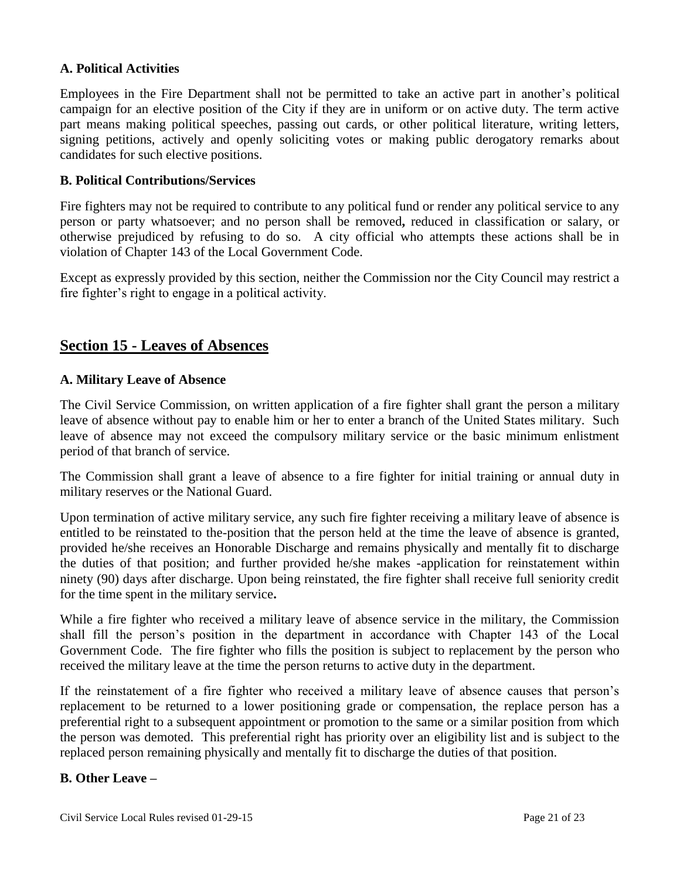### A. Political Activities

Employees in the Fire Department shall not be permitted to take an active part in another's political campaign for an elective position of the City if they are in uniform or on active duty. The term active part means making political speeches, passing out cards, or other political literature, writing letters, signing petitions, actively and openly soliciting votes or making public derogatory remarks about candidates for such elective positions.

### B. Political Contributions/Services

Fire fighters may not be required to contribute to any political fund or render any political service to any person or party whatsoever; and no person shall be removed**,** reduced in classification or salary, or otherwise prejudiced by refusing to do so. A city official who attempts these actions shall be in violation of Chapter 143 of the Local Government Code.

Except as expressly provided by this section, neither the Commission nor the City Council may restrict a fire fighter's right to engage in a political activity.

## Section 15 - Leaves of Absences

### A. Military Leave of Absence

The Civil Service Commission, on written application of a fire fighter shall grant the person a military leave of absence without pay to enable him or her to enter a branch of the United States military. Such leave of absence may not exceed the compulsory military service or the basic minimum enlistment period of that branch of service.

The Commission shall grant a leave of absence to a fire fighter for initial training or annual duty in military reserves or the National Guard.

Upon termination of active military service, any such fire fighter receiving a military leave of absence is entitled to be reinstated to the-position that the person held at the time the leave of absence is granted, provided he/she receives an Honorable Discharge and remains physically and mentally fit to discharge the duties of that position; and further provided he/she makes -application for reinstatement within ninety (90) days after discharge. Upon being reinstated, the fire fighter shall receive full seniority credit for the time spent in the military service**.**

While a fire fighter who received a military leave of absence service in the military, the Commission shall fill the person's position in the department in accordance with Chapter 143 of the Local Government Code. The fire fighter who fills the position is subject to replacement by the person who received the military leave at the time the person returns to active duty in the department.

If the reinstatement of a fire fighter who received a military leave of absence causes that person's replacement to be returned to a lower positioning grade or compensation, the replace person has a preferential right to a subsequent appointment or promotion to the same or a similar position from which the person was demoted. This preferential right has priority over an eligibility list and is subject to the replaced person remaining physically and mentally fit to discharge the duties of that position.

### B. Other Leave –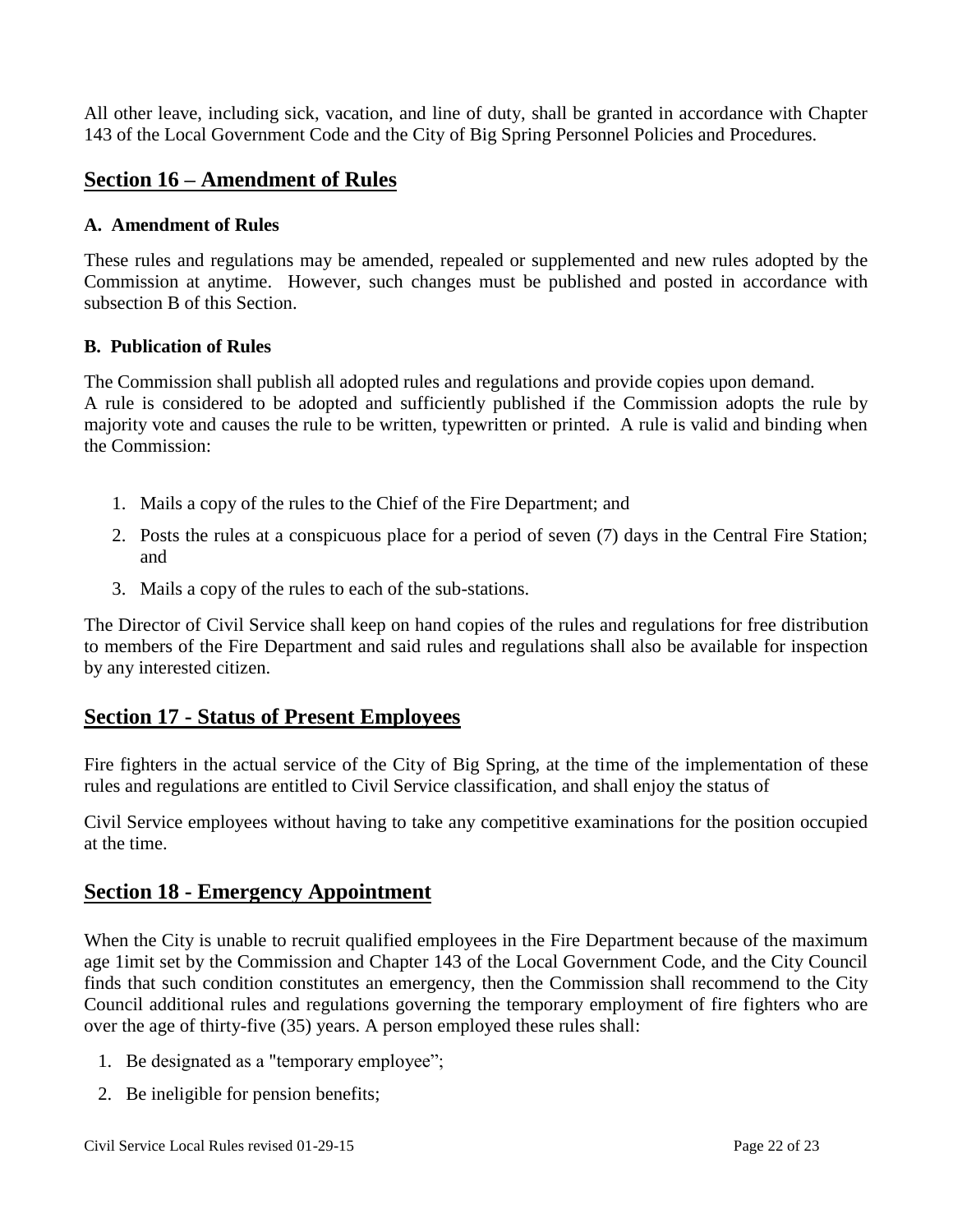All other leave, including sick, vacation, and line of duty, shall be granted in accordance with Chapter 143 of the Local Government Code and the City of Big Spring Personnel Policies and Procedures.

## Section 16 – Amendment of Rules

### A. Amendment of Rules

These rules and regulations may be amended, repealed or supplemented and new rules adopted by the Commission at anytime. However, such changes must be published and posted in accordance with subsection B of this Section.

### B. Publication of Rules

The Commission shall publish all adopted rules and regulations and provide copies upon demand.
A rule is considered to be adopted and sufficiently published if the Commission adopts the rule by majority vote and causes the rule to be written, typewritten or printed. A rule is valid and binding when the Commission:

1. Mails a copy of the rules to the Chief of the Fire Department; and
2. Posts the rules at a conspicuous place for a period of seven (7) days in the Central Fire Station; and
3. Mails a copy of the rules to each of the sub-stations.

The Director of Civil Service shall keep on hand copies of the rules and regulations for free distribution to members of the Fire Department and said rules and regulations shall also be available for inspection by any interested citizen.

## Section 17 - Status of Present Employees

Fire fighters in the actual service of the City of Big Spring, at the time of the implementation of these rules and regulations are entitled to Civil Service classification, and shall enjoy the status of

Civil Service employees without having to take any competitive examinations for the position occupied at the time.

## Section 18 - Emergency Appointment

When the City is unable to recruit qualified employees in the Fire Department because of the maximum age 1imit set by the Commission and Chapter 143 of the Local Government Code, and the City Council finds that such condition constitutes an emergency, then the Commission shall recommend to the City Council additional rules and regulations governing the temporary employment of fire fighters who are over the age of thirty-five (35) years. A person employed these rules shall:

1. Be designated as a "temporary employee";
2. Be ineligible for pension benefits;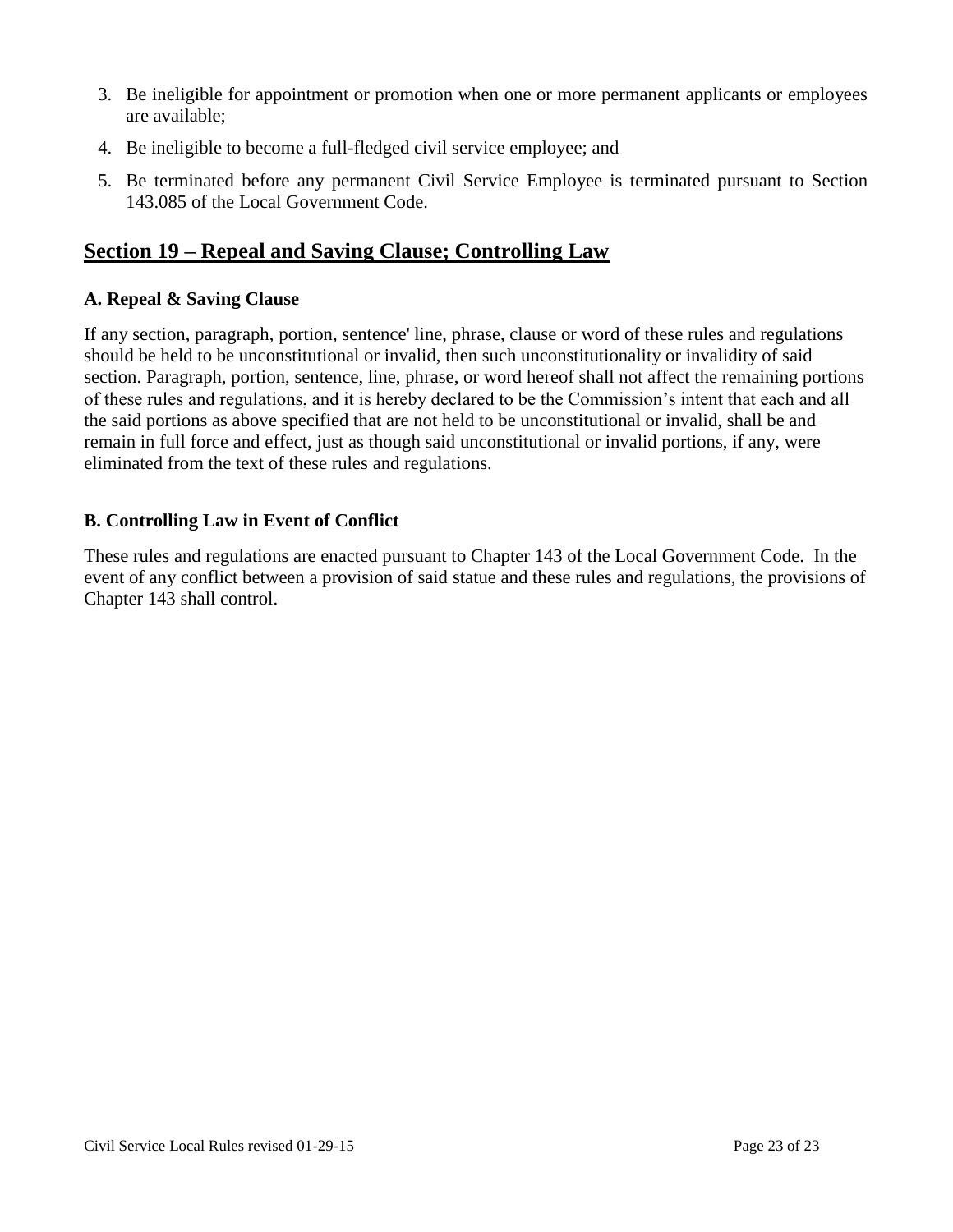3. Be ineligible for appointment or promotion when one or more permanent applicants or employees are available;
4. Be ineligible to become a full-fledged civil service employee; and
5. Be terminated before any permanent Civil Service Employee is terminated pursuant to Section 143.085 of the Local Government Code.

## Section 19 – Repeal and Saving Clause; Controlling Law

### A. Repeal & Saving Clause

If any section, paragraph, portion, sentence' line, phrase, clause or word of these rules and regulations should be held to be unconstitutional or invalid, then such unconstitutionality or invalidity of said section. Paragraph, portion, sentence, line, phrase, or word hereof shall not affect the remaining portions of these rules and regulations, and it is hereby declared to be the Commission's intent that each and all the said portions as above specified that are not held to be unconstitutional or invalid, shall be and remain in full force and effect, just as though said unconstitutional or invalid portions, if any, were eliminated from the text of these rules and regulations.

### B. Controlling Law in Event of Conflict

These rules and regulations are enacted pursuant to Chapter 143 of the Local Government Code. In the event of any conflict between a provision of said statue and these rules and regulations, the provisions of Chapter 143 shall control.